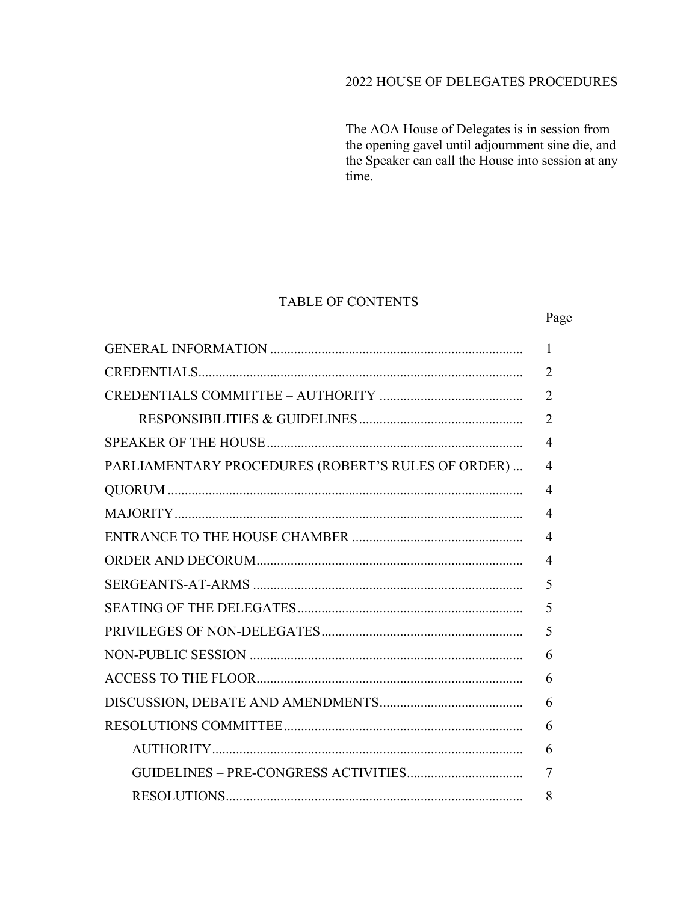# 2022 HOUSE OF DELEGATES PROCEDURES

The AOA House of Delegates is in session from the opening gavel until adjournment sine die, and the Speaker can call the House into session at any time.

## TABLE OF CONTENTS

| | Page |
|---|---|
| GENERAL INFORMATION | 1 |
| CREDENTIALS | 2 |
| CREDENTIALS COMMITTEE – AUTHORITY | 2 |
| RESPONSIBILITIES & GUIDELINES | 2 |
| SPEAKER OF THE HOUSE | 4 |
| PARLIAMENTARY PROCEDURES (ROBERT'S RULES OF ORDER) | 4 |
| QUORUM | 4 |
| MAJORITY | 4 |
| ENTRANCE TO THE HOUSE CHAMBER | 4 |
| ORDER AND DECORUM | 4 |
| SERGEANTS-AT-ARMS | 5 |
| SEATING OF THE DELEGATES | 5 |
| PRIVILEGES OF NON-DELEGATES | 5 |
| NON-PUBLIC SESSION | 6 |
| ACCESS TO THE FLOOR | 6 |
| DISCUSSION, DEBATE AND AMENDMENTS | 6 |
| RESOLUTIONS COMMITTEE | 6 |
| AUTHORITY | 6 |
| GUIDELINES – PRE-CONGRESS ACTIVITIES | 7 |
| RESOLUTIONS | 8 |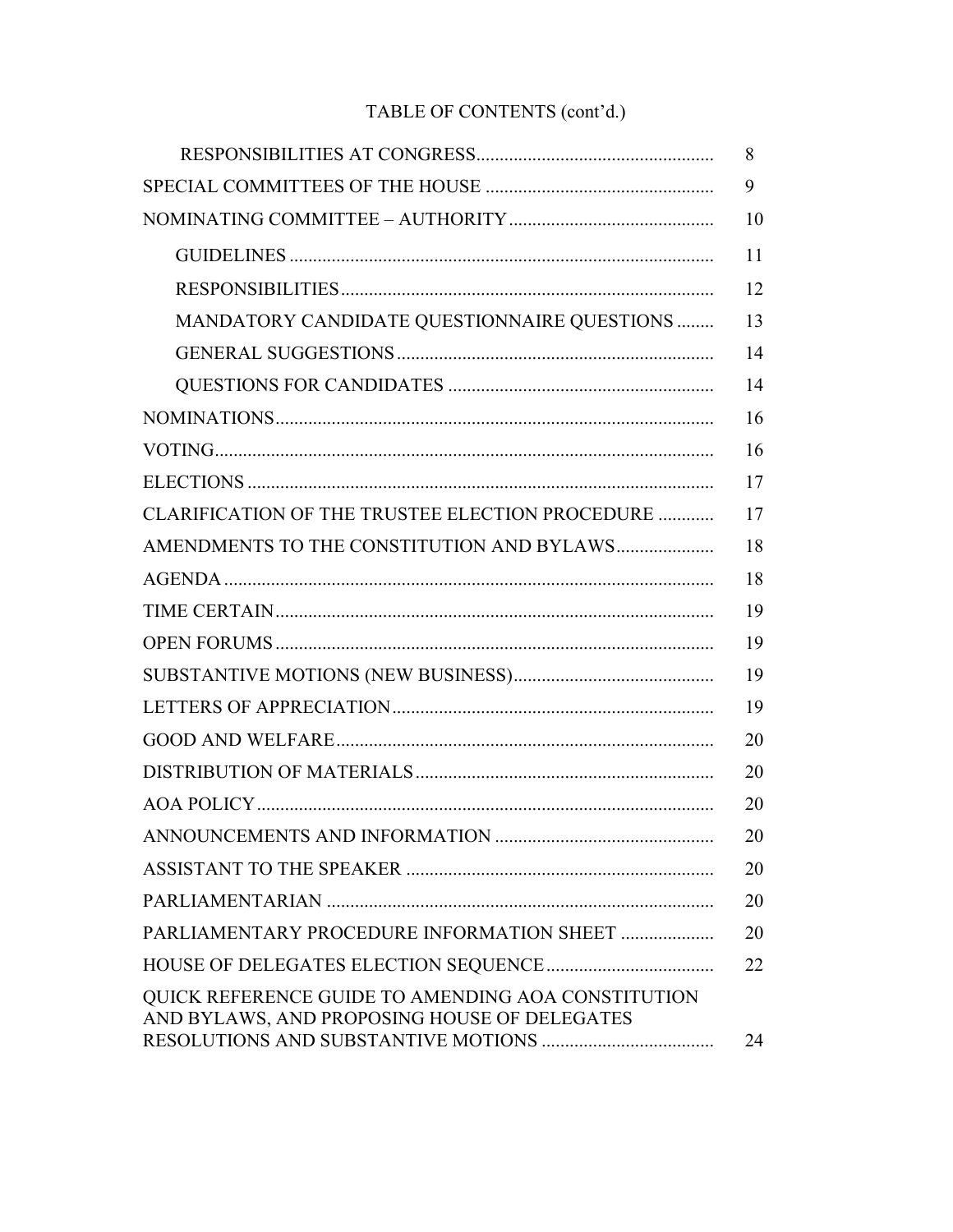TABLE OF CONTENTS (cont'd.)

| | |
|---|---|
| RESPONSIBILITIES AT CONGRESS | 8 |
| SPECIAL COMMITTEES OF THE HOUSE | 9 |
| NOMINATING COMMITTEE – AUTHORITY | 10 |
| GUIDELINES | 11 |
| RESPONSIBILITIES | 12 |
| MANDATORY CANDIDATE QUESTIONNAIRE QUESTIONS | 13 |
| GENERAL SUGGESTIONS | 14 |
| QUESTIONS FOR CANDIDATES | 14 |
| NOMINATIONS | 16 |
| VOTING | 16 |
| ELECTIONS | 17 |
| CLARIFICATION OF THE TRUSTEE ELECTION PROCEDURE | 17 |
| AMENDMENTS TO THE CONSTITUTION AND BYLAWS | 18 |
| AGENDA | 18 |
| TIME CERTAIN | 19 |
| OPEN FORUMS | 19 |
| SUBSTANTIVE MOTIONS (NEW BUSINESS) | 19 |
| LETTERS OF APPRECIATION | 19 |
| GOOD AND WELFARE | 20 |
| DISTRIBUTION OF MATERIALS | 20 |
| AOA POLICY | 20 |
| ANNOUNCEMENTS AND INFORMATION | 20 |
| ASSISTANT TO THE SPEAKER | 20 |
| PARLIAMENTARIAN | 20 |
| PARLIAMENTARY PROCEDURE INFORMATION SHEET | 20 |
| HOUSE OF DELEGATES ELECTION SEQUENCE | 22 |
| QUICK REFERENCE GUIDE TO AMENDING AOA CONSTITUTION AND BYLAWS, AND PROPOSING HOUSE OF DELEGATES RESOLUTIONS AND SUBSTANTIVE MOTIONS | 24 |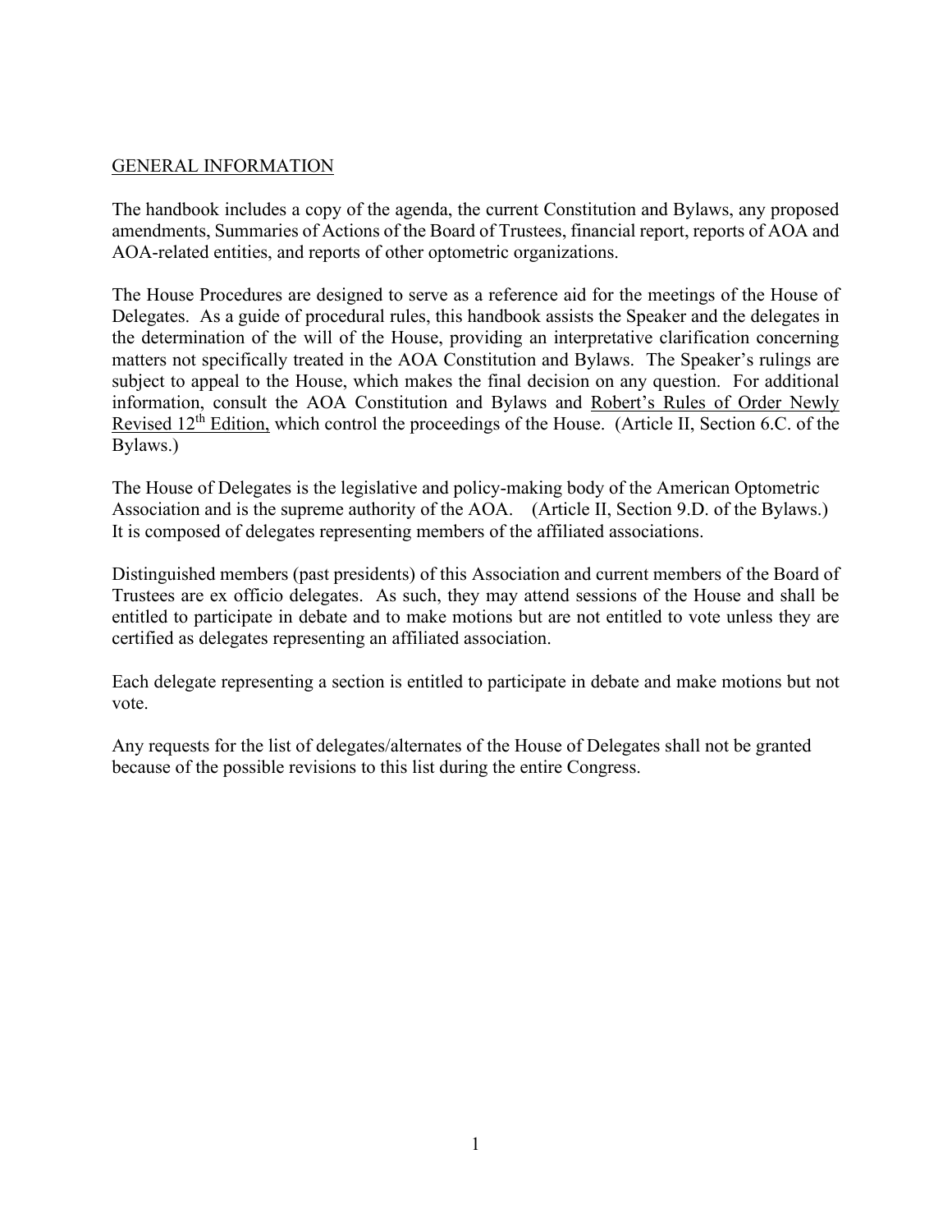## GENERAL INFORMATION

The handbook includes a copy of the agenda, the current Constitution and Bylaws, any proposed amendments, Summaries of Actions of the Board of Trustees, financial report, reports of AOA and AOA-related entities, and reports of other optometric organizations.

The House Procedures are designed to serve as a reference aid for the meetings of the House of Delegates. As a guide of procedural rules, this handbook assists the Speaker and the delegates in the determination of the will of the House, providing an interpretative clarification concerning matters not specifically treated in the AOA Constitution and Bylaws. The Speaker's rulings are subject to appeal to the House, which makes the final decision on any question. For additional information, consult the AOA Constitution and Bylaws and Robert's Rules of Order Newly Revised 12th Edition, which control the proceedings of the House. (Article II, Section 6.C. of the Bylaws.)

The House of Delegates is the legislative and policy-making body of the American Optometric Association and is the supreme authority of the AOA. (Article II, Section 9.D. of the Bylaws.) It is composed of delegates representing members of the affiliated associations.

Distinguished members (past presidents) of this Association and current members of the Board of Trustees are ex officio delegates. As such, they may attend sessions of the House and shall be entitled to participate in debate and to make motions but are not entitled to vote unless they are certified as delegates representing an affiliated association.

Each delegate representing a section is entitled to participate in debate and make motions but not vote.

Any requests for the list of delegates/alternates of the House of Delegates shall not be granted because of the possible revisions to this list during the entire Congress.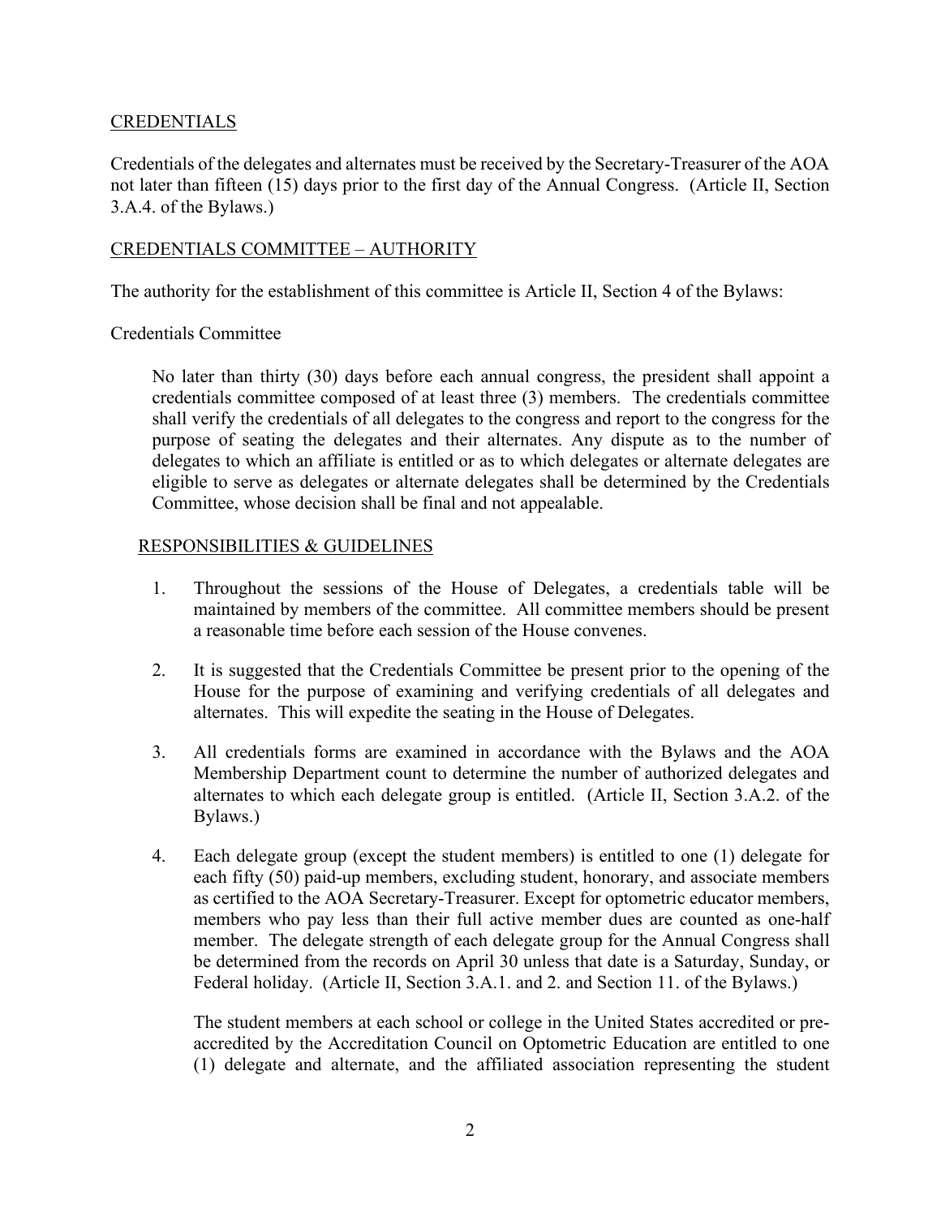## CREDENTIALS

Credentials of the delegates and alternates must be received by the Secretary-Treasurer of the AOA not later than fifteen (15) days prior to the first day of the Annual Congress. (Article II, Section 3.A.4. of the Bylaws.)

## CREDENTIALS COMMITTEE – AUTHORITY

The authority for the establishment of this committee is Article II, Section 4 of the Bylaws:

Credentials Committee

> No later than thirty (30) days before each annual congress, the president shall appoint a credentials committee composed of at least three (3) members. The credentials committee shall verify the credentials of all delegates to the congress and report to the congress for the purpose of seating the delegates and their alternates. Any dispute as to the number of delegates to which an affiliate is entitled or as to which delegates or alternate delegates are eligible to serve as delegates or alternate delegates shall be determined by the Credentials Committee, whose decision shall be final and not appealable.

### RESPONSIBILITIES & GUIDELINES

1. Throughout the sessions of the House of Delegates, a credentials table will be maintained by members of the committee. All committee members should be present a reasonable time before each session of the House convenes.

2. It is suggested that the Credentials Committee be present prior to the opening of the House for the purpose of examining and verifying credentials of all delegates and alternates. This will expedite the seating in the House of Delegates.

3. All credentials forms are examined in accordance with the Bylaws and the AOA Membership Department count to determine the number of authorized delegates and alternates to which each delegate group is entitled. (Article II, Section 3.A.2. of the Bylaws.)

4. Each delegate group (except the student members) is entitled to one (1) delegate for each fifty (50) paid-up members, excluding student, honorary, and associate members as certified to the AOA Secretary-Treasurer. Except for optometric educator members, members who pay less than their full active member dues are counted as one-half member. The delegate strength of each delegate group for the Annual Congress shall be determined from the records on April 30 unless that date is a Saturday, Sunday, or Federal holiday. (Article II, Section 3.A.1. and 2. and Section 11. of the Bylaws.)

   The student members at each school or college in the United States accredited or pre-accredited by the Accreditation Council on Optometric Education are entitled to one (1) delegate and alternate, and the affiliated association representing the student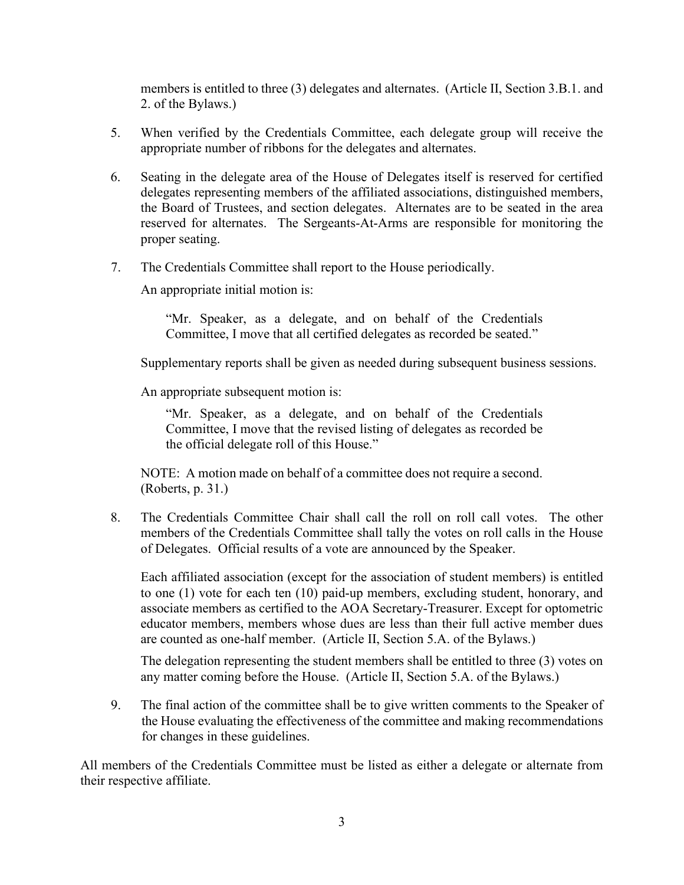members is entitled to three (3) delegates and alternates. (Article II, Section 3.B.1. and 2. of the Bylaws.)

5. When verified by the Credentials Committee, each delegate group will receive the appropriate number of ribbons for the delegates and alternates.

6. Seating in the delegate area of the House of Delegates itself is reserved for certified delegates representing members of the affiliated associations, distinguished members, the Board of Trustees, and section delegates. Alternates are to be seated in the area reserved for alternates. The Sergeants-At-Arms are responsible for monitoring the proper seating.

7. The Credentials Committee shall report to the House periodically.

   An appropriate initial motion is:

   > "Mr. Speaker, as a delegate, and on behalf of the Credentials Committee, I move that all certified delegates as recorded be seated."

   Supplementary reports shall be given as needed during subsequent business sessions.

   An appropriate subsequent motion is:

   > "Mr. Speaker, as a delegate, and on behalf of the Credentials Committee, I move that the revised listing of delegates as recorded be the official delegate roll of this House."

   NOTE: A motion made on behalf of a committee does not require a second. (Roberts, p. 31.)

8. The Credentials Committee Chair shall call the roll on roll call votes. The other members of the Credentials Committee shall tally the votes on roll calls in the House of Delegates. Official results of a vote are announced by the Speaker.

   Each affiliated association (except for the association of student members) is entitled to one (1) vote for each ten (10) paid-up members, excluding student, honorary, and associate members as certified to the AOA Secretary-Treasurer. Except for optometric educator members, members whose dues are less than their full active member dues are counted as one-half member. (Article II, Section 5.A. of the Bylaws.)

   The delegation representing the student members shall be entitled to three (3) votes on any matter coming before the House. (Article II, Section 5.A. of the Bylaws.)

9. The final action of the committee shall be to give written comments to the Speaker of the House evaluating the effectiveness of the committee and making recommendations for changes in these guidelines.

All members of the Credentials Committee must be listed as either a delegate or alternate from their respective affiliate.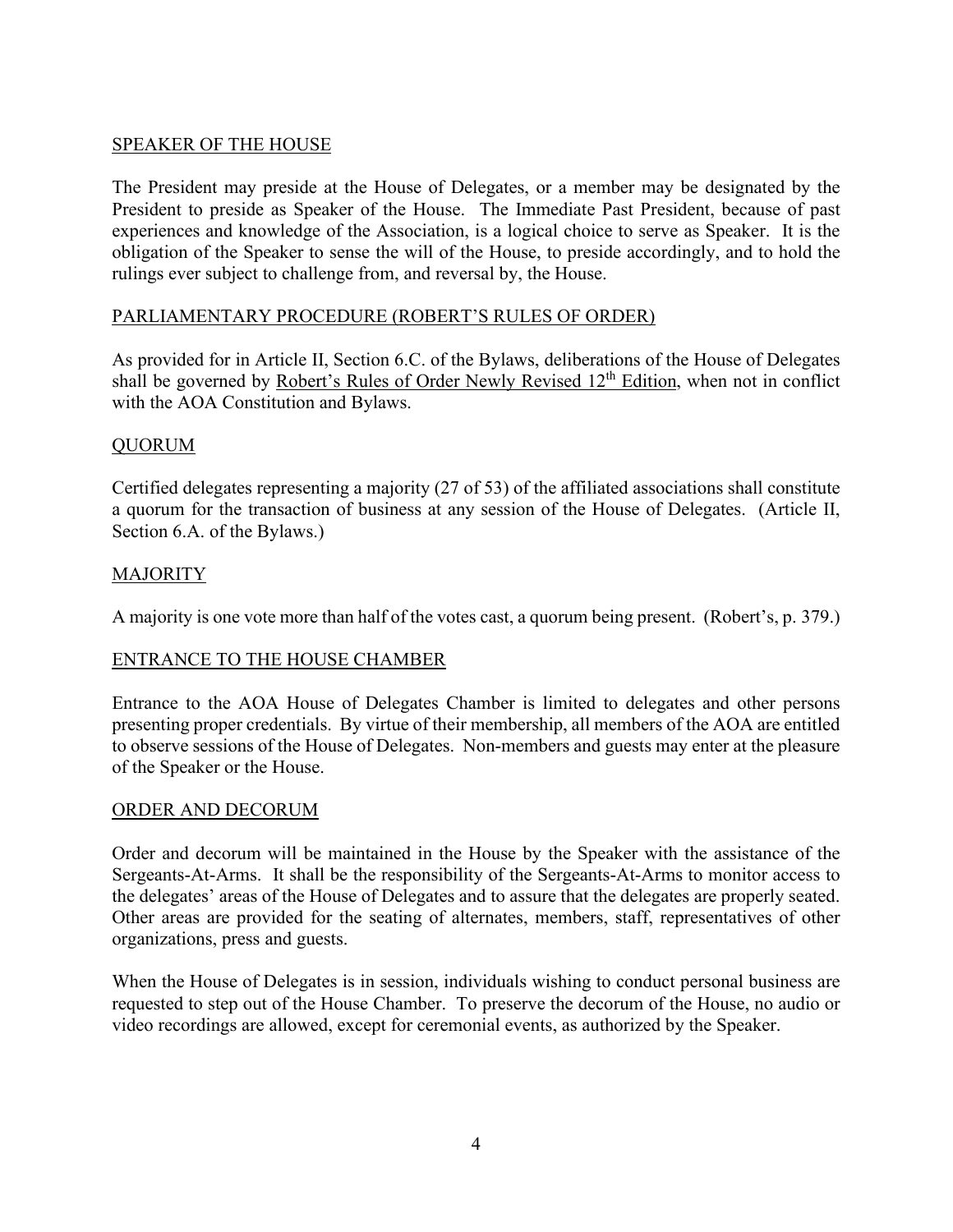## SPEAKER OF THE HOUSE

The President may preside at the House of Delegates, or a member may be designated by the President to preside as Speaker of the House. The Immediate Past President, because of past experiences and knowledge of the Association, is a logical choice to serve as Speaker. It is the obligation of the Speaker to sense the will of the House, to preside accordingly, and to hold the rulings ever subject to challenge from, and reversal by, the House.

## PARLIAMENTARY PROCEDURE (ROBERT'S RULES OF ORDER)

As provided for in Article II, Section 6.C. of the Bylaws, deliberations of the House of Delegates shall be governed by Robert's Rules of Order Newly Revised 12th Edition, when not in conflict with the AOA Constitution and Bylaws.

## QUORUM

Certified delegates representing a majority (27 of 53) of the affiliated associations shall constitute a quorum for the transaction of business at any session of the House of Delegates. (Article II, Section 6.A. of the Bylaws.)

## MAJORITY

A majority is one vote more than half of the votes cast, a quorum being present. (Robert's, p. 379.)

## ENTRANCE TO THE HOUSE CHAMBER

Entrance to the AOA House of Delegates Chamber is limited to delegates and other persons presenting proper credentials. By virtue of their membership, all members of the AOA are entitled to observe sessions of the House of Delegates. Non-members and guests may enter at the pleasure of the Speaker or the House.

## ORDER AND DECORUM

Order and decorum will be maintained in the House by the Speaker with the assistance of the Sergeants-At-Arms. It shall be the responsibility of the Sergeants-At-Arms to monitor access to the delegates' areas of the House of Delegates and to assure that the delegates are properly seated. Other areas are provided for the seating of alternates, members, staff, representatives of other organizations, press and guests.

When the House of Delegates is in session, individuals wishing to conduct personal business are requested to step out of the House Chamber. To preserve the decorum of the House, no audio or video recordings are allowed, except for ceremonial events, as authorized by the Speaker.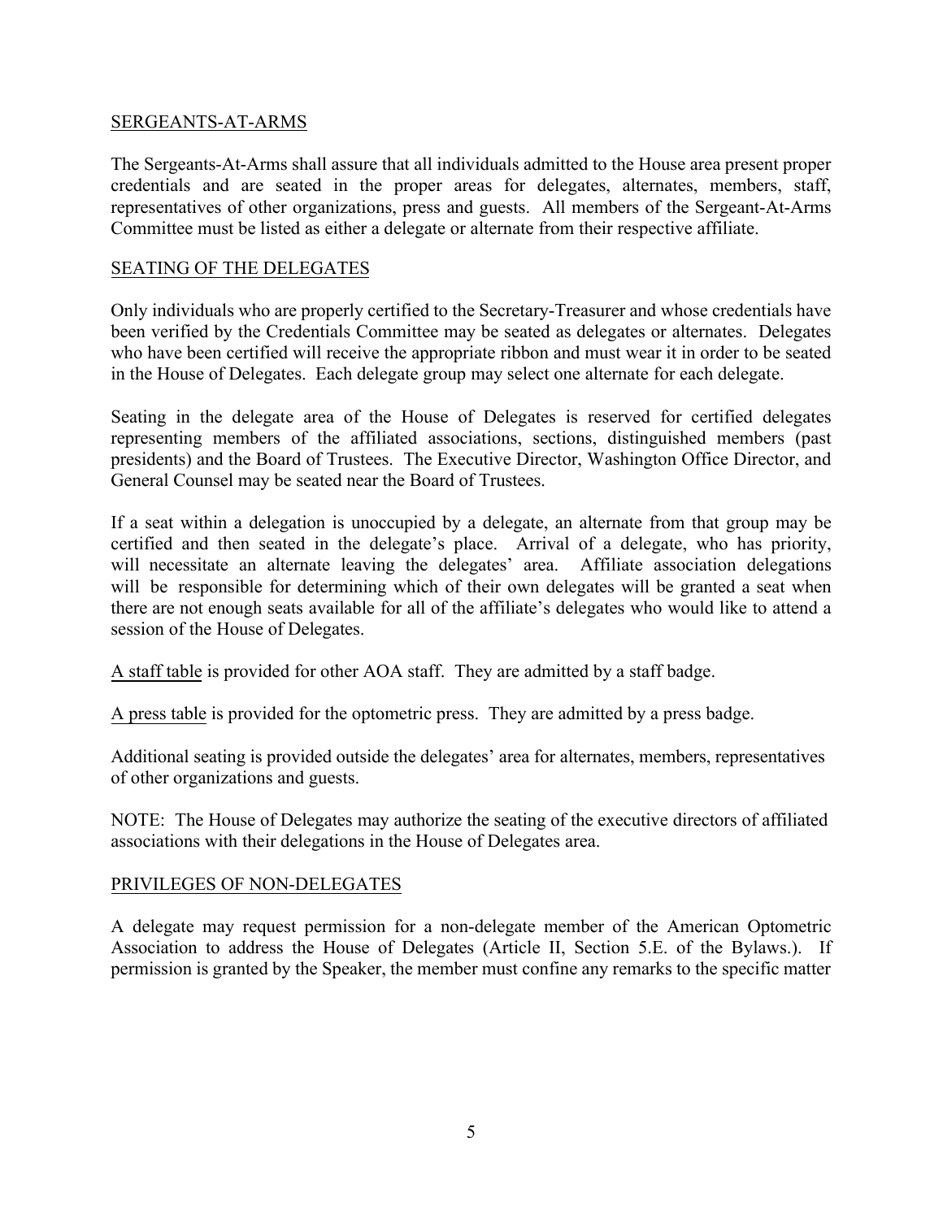## SERGEANTS-AT-ARMS

The Sergeants-At-Arms shall assure that all individuals admitted to the House area present proper credentials and are seated in the proper areas for delegates, alternates, members, staff, representatives of other organizations, press and guests. All members of the Sergeant-At-Arms Committee must be listed as either a delegate or alternate from their respective affiliate.

## SEATING OF THE DELEGATES

Only individuals who are properly certified to the Secretary-Treasurer and whose credentials have been verified by the Credentials Committee may be seated as delegates or alternates. Delegates who have been certified will receive the appropriate ribbon and must wear it in order to be seated in the House of Delegates. Each delegate group may select one alternate for each delegate.

Seating in the delegate area of the House of Delegates is reserved for certified delegates representing members of the affiliated associations, sections, distinguished members (past presidents) and the Board of Trustees. The Executive Director, Washington Office Director, and General Counsel may be seated near the Board of Trustees.

If a seat within a delegation is unoccupied by a delegate, an alternate from that group may be certified and then seated in the delegate's place. Arrival of a delegate, who has priority, will necessitate an alternate leaving the delegates' area. Affiliate association delegations will be responsible for determining which of their own delegates will be granted a seat when there are not enough seats available for all of the affiliate's delegates who would like to attend a session of the House of Delegates.

A staff table is provided for other AOA staff. They are admitted by a staff badge.

A press table is provided for the optometric press. They are admitted by a press badge.

Additional seating is provided outside the delegates' area for alternates, members, representatives of other organizations and guests.

NOTE: The House of Delegates may authorize the seating of the executive directors of affiliated associations with their delegations in the House of Delegates area.

## PRIVILEGES OF NON-DELEGATES

A delegate may request permission for a non-delegate member of the American Optometric Association to address the House of Delegates (Article II, Section 5.E. of the Bylaws.). If permission is granted by the Speaker, the member must confine any remarks to the specific matter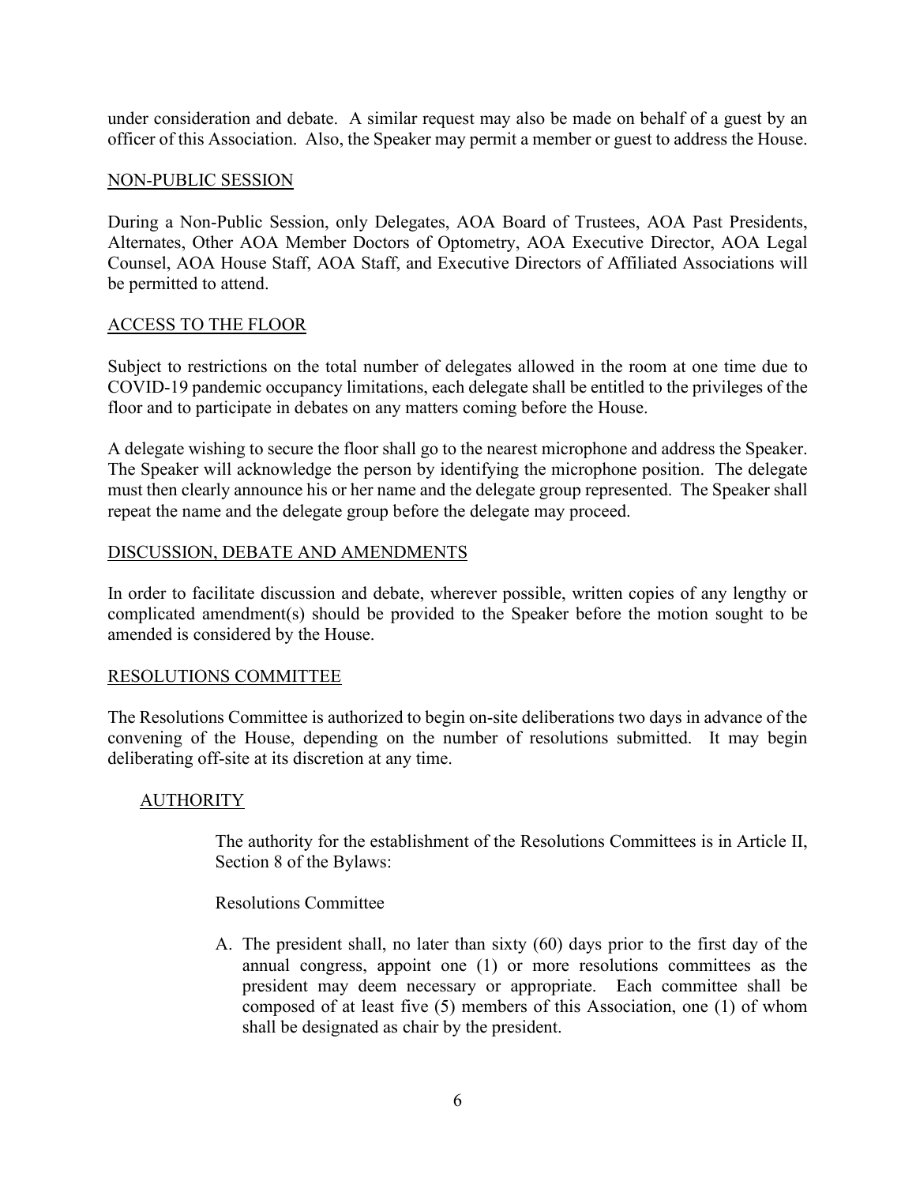under consideration and debate. A similar request may also be made on behalf of a guest by an officer of this Association. Also, the Speaker may permit a member or guest to address the House.

## NON-PUBLIC SESSION

During a Non-Public Session, only Delegates, AOA Board of Trustees, AOA Past Presidents, Alternates, Other AOA Member Doctors of Optometry, AOA Executive Director, AOA Legal Counsel, AOA House Staff, AOA Staff, and Executive Directors of Affiliated Associations will be permitted to attend.

## ACCESS TO THE FLOOR

Subject to restrictions on the total number of delegates allowed in the room at one time due to COVID-19 pandemic occupancy limitations, each delegate shall be entitled to the privileges of the floor and to participate in debates on any matters coming before the House.

A delegate wishing to secure the floor shall go to the nearest microphone and address the Speaker. The Speaker will acknowledge the person by identifying the microphone position. The delegate must then clearly announce his or her name and the delegate group represented. The Speaker shall repeat the name and the delegate group before the delegate may proceed.

## DISCUSSION, DEBATE AND AMENDMENTS

In order to facilitate discussion and debate, wherever possible, written copies of any lengthy or complicated amendment(s) should be provided to the Speaker before the motion sought to be amended is considered by the House.

## RESOLUTIONS COMMITTEE

The Resolutions Committee is authorized to begin on-site deliberations two days in advance of the convening of the House, depending on the number of resolutions submitted. It may begin deliberating off-site at its discretion at any time.

### AUTHORITY

The authority for the establishment of the Resolutions Committees is in Article II, Section 8 of the Bylaws:

Resolutions Committee

A. The president shall, no later than sixty (60) days prior to the first day of the annual congress, appoint one (1) or more resolutions committees as the president may deem necessary or appropriate. Each committee shall be composed of at least five (5) members of this Association, one (1) of whom shall be designated as chair by the president.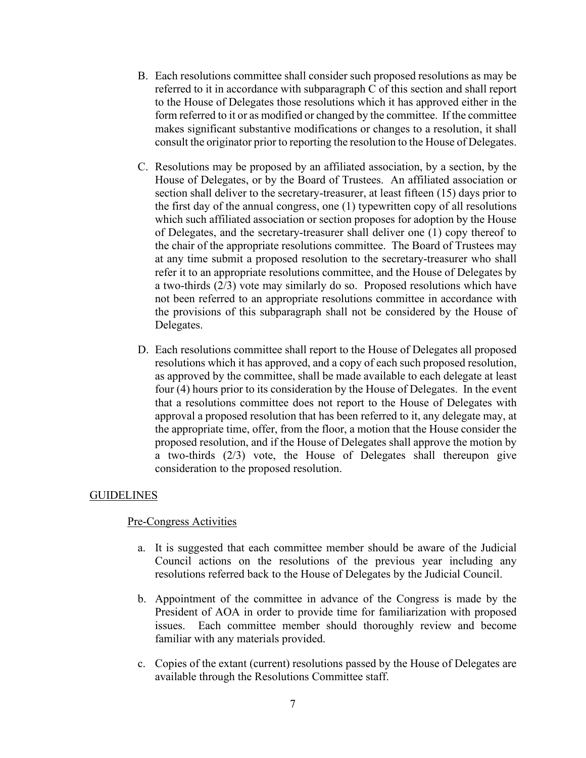B. Each resolutions committee shall consider such proposed resolutions as may be referred to it in accordance with subparagraph C of this section and shall report to the House of Delegates those resolutions which it has approved either in the form referred to it or as modified or changed by the committee. If the committee makes significant substantive modifications or changes to a resolution, it shall consult the originator prior to reporting the resolution to the House of Delegates.

C. Resolutions may be proposed by an affiliated association, by a section, by the House of Delegates, or by the Board of Trustees. An affiliated association or section shall deliver to the secretary-treasurer, at least fifteen (15) days prior to the first day of the annual congress, one (1) typewritten copy of all resolutions which such affiliated association or section proposes for adoption by the House of Delegates, and the secretary-treasurer shall deliver one (1) copy thereof to the chair of the appropriate resolutions committee. The Board of Trustees may at any time submit a proposed resolution to the secretary-treasurer who shall refer it to an appropriate resolutions committee, and the House of Delegates by a two-thirds (2/3) vote may similarly do so. Proposed resolutions which have not been referred to an appropriate resolutions committee in accordance with the provisions of this subparagraph shall not be considered by the House of Delegates.

D. Each resolutions committee shall report to the House of Delegates all proposed resolutions which it has approved, and a copy of each such proposed resolution, as approved by the committee, shall be made available to each delegate at least four (4) hours prior to its consideration by the House of Delegates. In the event that a resolutions committee does not report to the House of Delegates with approval a proposed resolution that has been referred to it, any delegate may, at the appropriate time, offer, from the floor, a motion that the House consider the proposed resolution, and if the House of Delegates shall approve the motion by a two-thirds (2/3) vote, the House of Delegates shall thereupon give consideration to the proposed resolution.

## GUIDELINES

### Pre-Congress Activities

a. It is suggested that each committee member should be aware of the Judicial Council actions on the resolutions of the previous year including any resolutions referred back to the House of Delegates by the Judicial Council.

b. Appointment of the committee in advance of the Congress is made by the President of AOA in order to provide time for familiarization with proposed issues. Each committee member should thoroughly review and become familiar with any materials provided.

c. Copies of the extant (current) resolutions passed by the House of Delegates are available through the Resolutions Committee staff.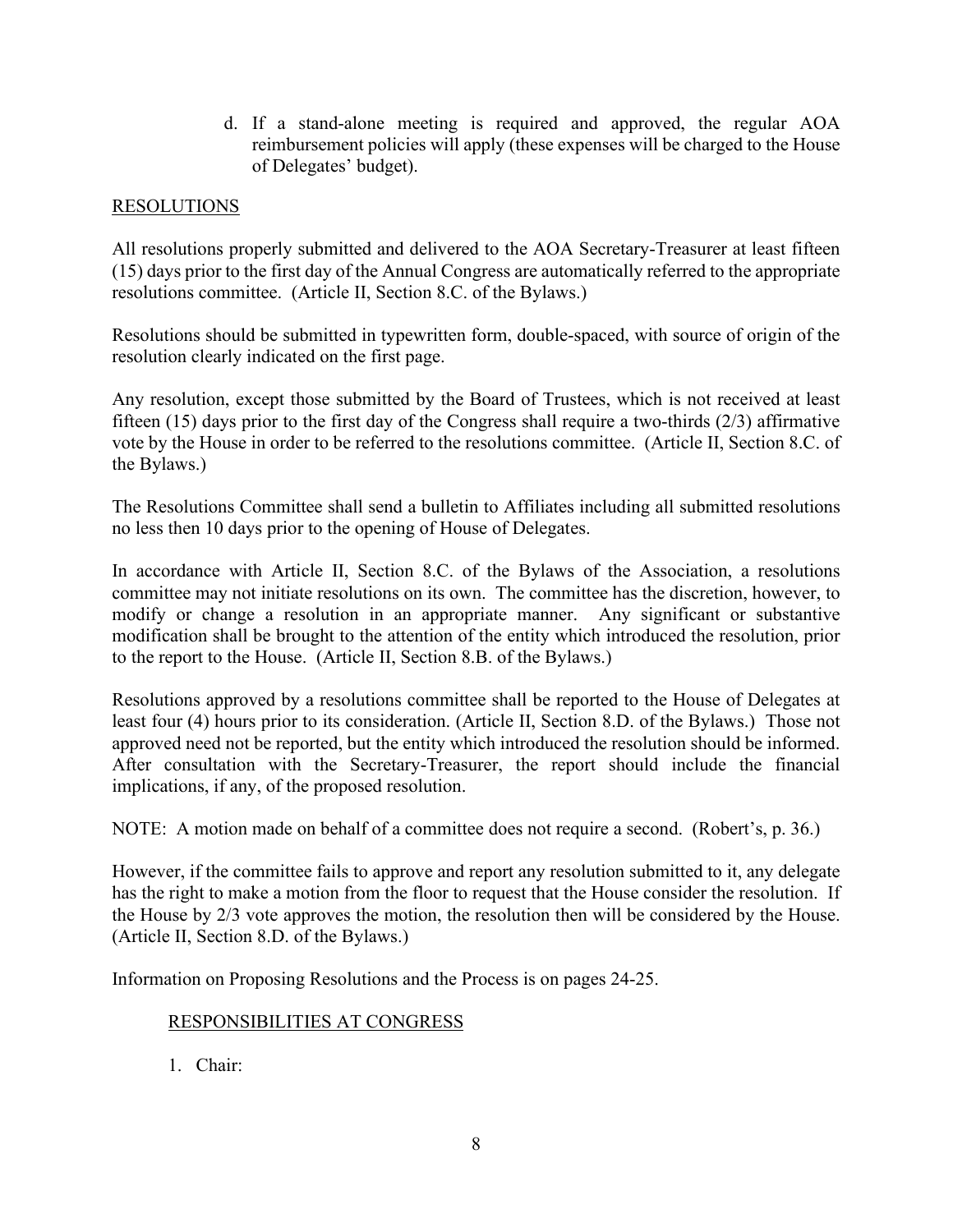d. If a stand-alone meeting is required and approved, the regular AOA reimbursement policies will apply (these expenses will be charged to the House of Delegates' budget).

## RESOLUTIONS

All resolutions properly submitted and delivered to the AOA Secretary-Treasurer at least fifteen (15) days prior to the first day of the Annual Congress are automatically referred to the appropriate resolutions committee. (Article II, Section 8.C. of the Bylaws.)

Resolutions should be submitted in typewritten form, double-spaced, with source of origin of the resolution clearly indicated on the first page.

Any resolution, except those submitted by the Board of Trustees, which is not received at least fifteen (15) days prior to the first day of the Congress shall require a two-thirds (2/3) affirmative vote by the House in order to be referred to the resolutions committee. (Article II, Section 8.C. of the Bylaws.)

The Resolutions Committee shall send a bulletin to Affiliates including all submitted resolutions no less then 10 days prior to the opening of House of Delegates.

In accordance with Article II, Section 8.C. of the Bylaws of the Association, a resolutions committee may not initiate resolutions on its own. The committee has the discretion, however, to modify or change a resolution in an appropriate manner. Any significant or substantive modification shall be brought to the attention of the entity which introduced the resolution, prior to the report to the House. (Article II, Section 8.B. of the Bylaws.)

Resolutions approved by a resolutions committee shall be reported to the House of Delegates at least four (4) hours prior to its consideration. (Article II, Section 8.D. of the Bylaws.) Those not approved need not be reported, but the entity which introduced the resolution should be informed. After consultation with the Secretary-Treasurer, the report should include the financial implications, if any, of the proposed resolution.

NOTE: A motion made on behalf of a committee does not require a second. (Robert's, p. 36.)

However, if the committee fails to approve and report any resolution submitted to it, any delegate has the right to make a motion from the floor to request that the House consider the resolution. If the House by 2/3 vote approves the motion, the resolution then will be considered by the House. (Article II, Section 8.D. of the Bylaws.)

Information on Proposing Resolutions and the Process is on pages 24-25.

### RESPONSIBILITIES AT CONGRESS

1. Chair: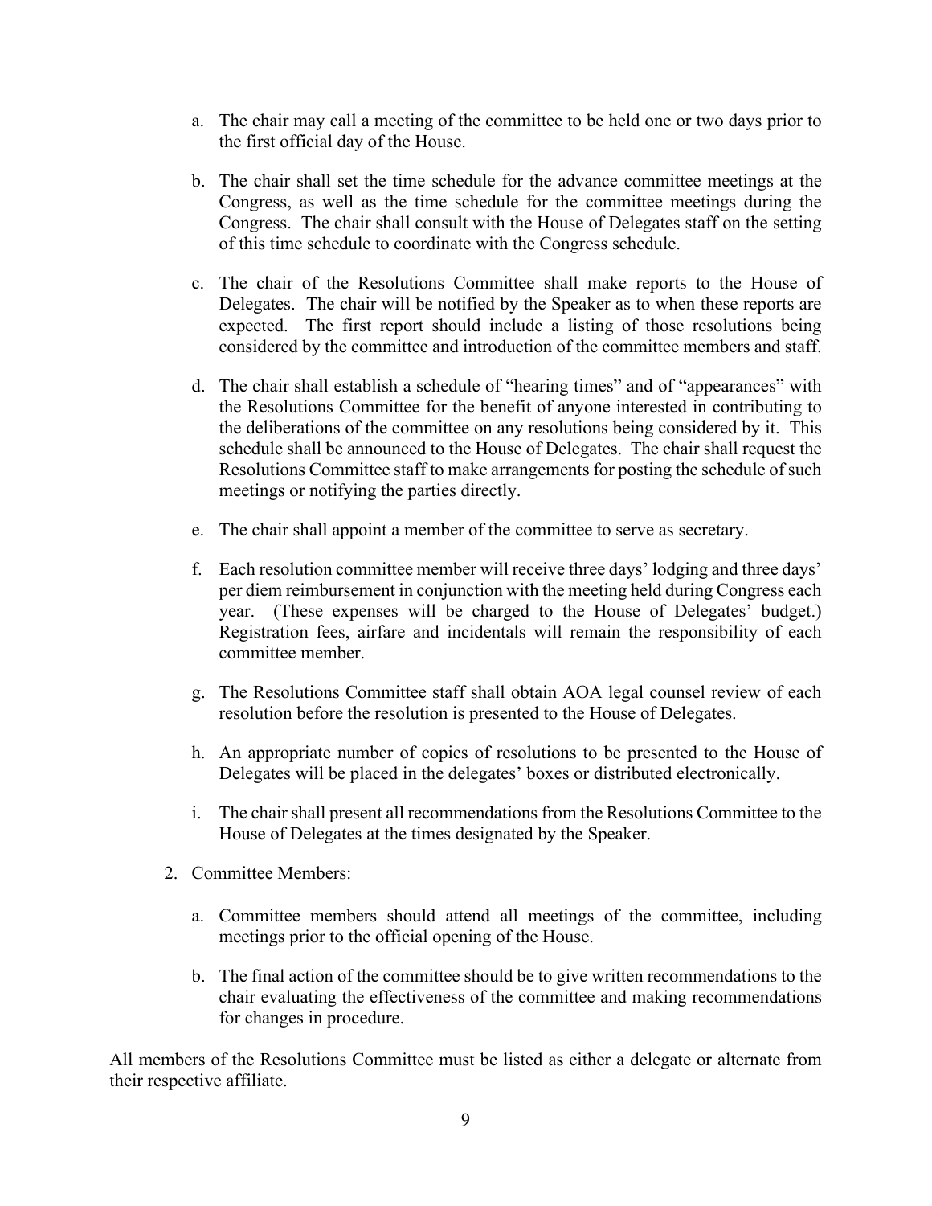a. The chair may call a meeting of the committee to be held one or two days prior to the first official day of the House.

b. The chair shall set the time schedule for the advance committee meetings at the Congress, as well as the time schedule for the committee meetings during the Congress. The chair shall consult with the House of Delegates staff on the setting of this time schedule to coordinate with the Congress schedule.

c. The chair of the Resolutions Committee shall make reports to the House of Delegates. The chair will be notified by the Speaker as to when these reports are expected. The first report should include a listing of those resolutions being considered by the committee and introduction of the committee members and staff.

d. The chair shall establish a schedule of "hearing times" and of "appearances" with the Resolutions Committee for the benefit of anyone interested in contributing to the deliberations of the committee on any resolutions being considered by it. This schedule shall be announced to the House of Delegates. The chair shall request the Resolutions Committee staff to make arrangements for posting the schedule of such meetings or notifying the parties directly.

e. The chair shall appoint a member of the committee to serve as secretary.

f. Each resolution committee member will receive three days' lodging and three days' per diem reimbursement in conjunction with the meeting held during Congress each year. (These expenses will be charged to the House of Delegates' budget.) Registration fees, airfare and incidentals will remain the responsibility of each committee member.

g. The Resolutions Committee staff shall obtain AOA legal counsel review of each resolution before the resolution is presented to the House of Delegates.

h. An appropriate number of copies of resolutions to be presented to the House of Delegates will be placed in the delegates' boxes or distributed electronically.

i. The chair shall present all recommendations from the Resolutions Committee to the House of Delegates at the times designated by the Speaker.

2. Committee Members:

   a. Committee members should attend all meetings of the committee, including meetings prior to the official opening of the House.

   b. The final action of the committee should be to give written recommendations to the chair evaluating the effectiveness of the committee and making recommendations for changes in procedure.

All members of the Resolutions Committee must be listed as either a delegate or alternate from their respective affiliate.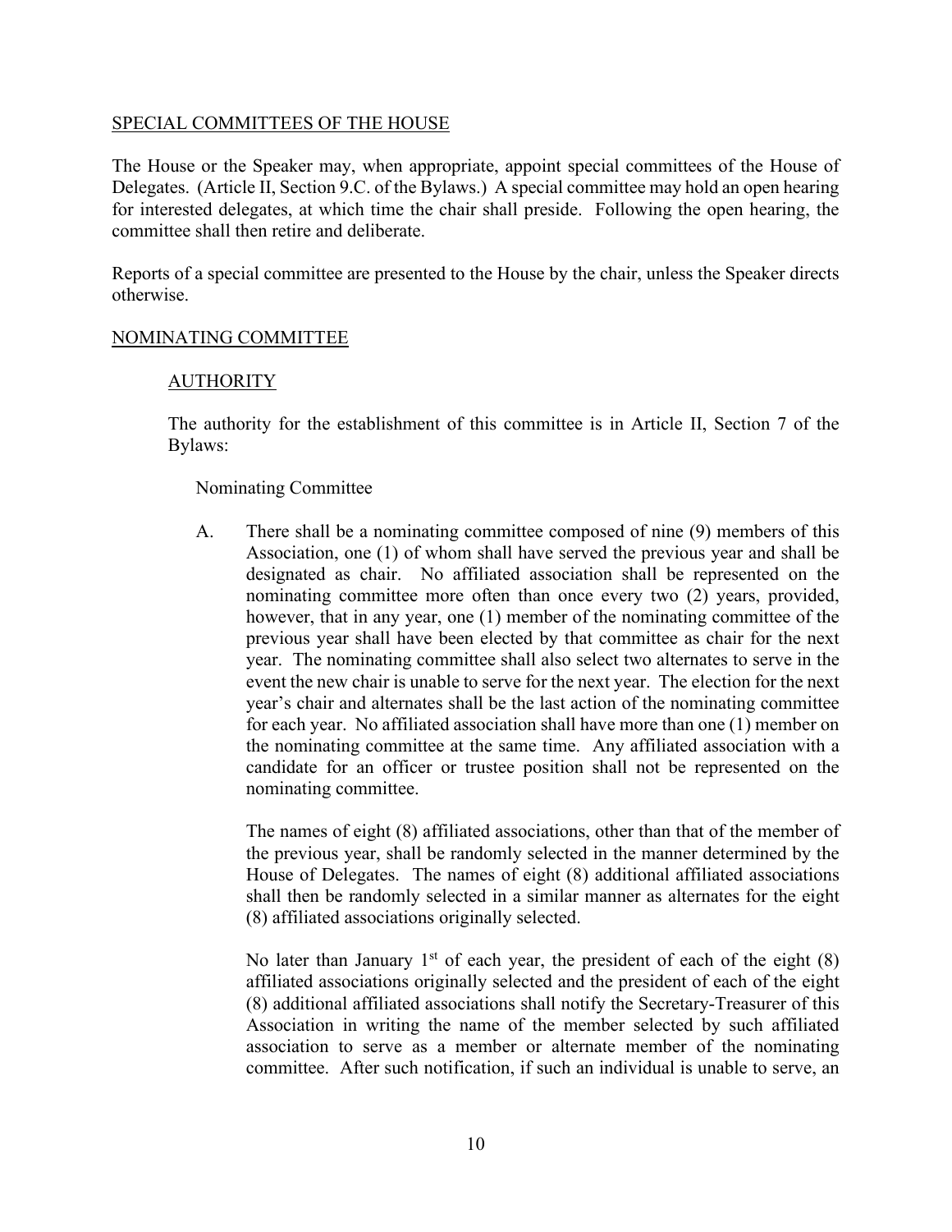## SPECIAL COMMITTEES OF THE HOUSE

The House or the Speaker may, when appropriate, appoint special committees of the House of Delegates. (Article II, Section 9.C. of the Bylaws.) A special committee may hold an open hearing for interested delegates, at which time the chair shall preside. Following the open hearing, the committee shall then retire and deliberate.

Reports of a special committee are presented to the House by the chair, unless the Speaker directs otherwise.

## NOMINATING COMMITTEE

### AUTHORITY

The authority for the establishment of this committee is in Article II, Section 7 of the Bylaws:

Nominating Committee

A. There shall be a nominating committee composed of nine (9) members of this Association, one (1) of whom shall have served the previous year and shall be designated as chair. No affiliated association shall be represented on the nominating committee more often than once every two (2) years, provided, however, that in any year, one (1) member of the nominating committee of the previous year shall have been elected by that committee as chair for the next year. The nominating committee shall also select two alternates to serve in the event the new chair is unable to serve for the next year. The election for the next year's chair and alternates shall be the last action of the nominating committee for each year. No affiliated association shall have more than one (1) member on the nominating committee at the same time. Any affiliated association with a candidate for an officer or trustee position shall not be represented on the nominating committee.

The names of eight (8) affiliated associations, other than that of the member of the previous year, shall be randomly selected in the manner determined by the House of Delegates. The names of eight (8) additional affiliated associations shall then be randomly selected in a similar manner as alternates for the eight (8) affiliated associations originally selected.

No later than January 1st of each year, the president of each of the eight (8) affiliated associations originally selected and the president of each of the eight (8) additional affiliated associations shall notify the Secretary-Treasurer of this Association in writing the name of the member selected by such affiliated association to serve as a member or alternate member of the nominating committee. After such notification, if such an individual is unable to serve, an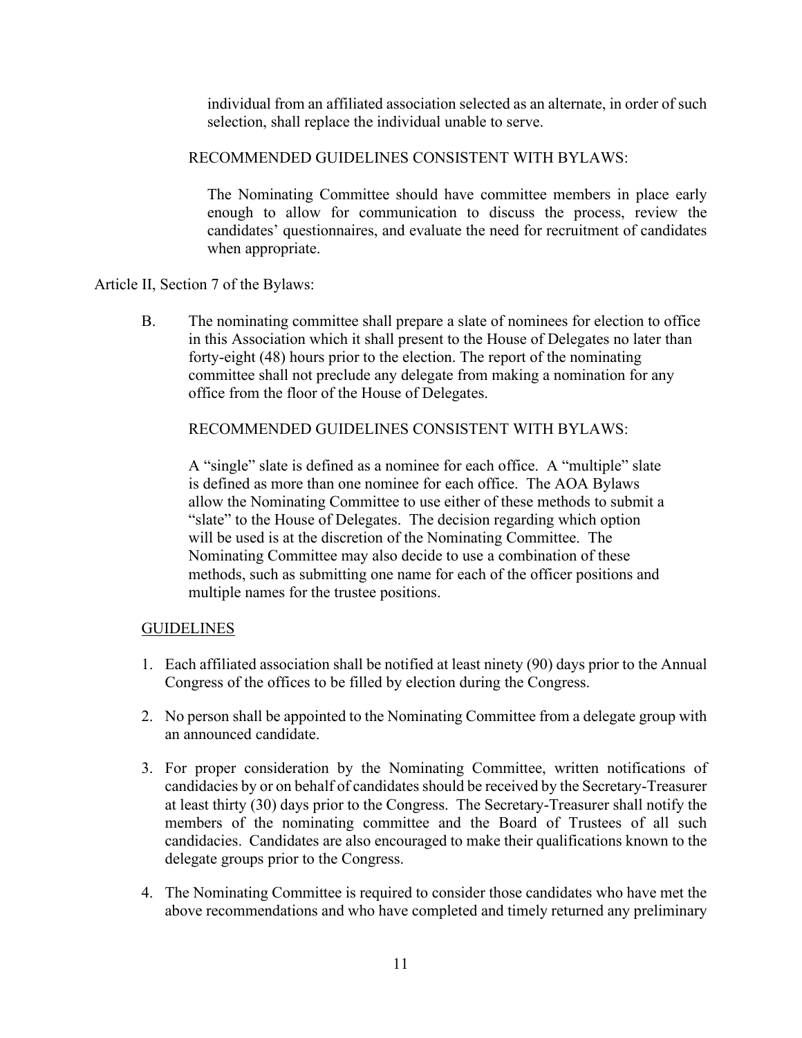individual from an affiliated association selected as an alternate, in order of such selection, shall replace the individual unable to serve.

RECOMMENDED GUIDELINES CONSISTENT WITH BYLAWS:

The Nominating Committee should have committee members in place early enough to allow for communication to discuss the process, review the candidates' questionnaires, and evaluate the need for recruitment of candidates when appropriate.

Article II, Section 7 of the Bylaws:

B. The nominating committee shall prepare a slate of nominees for election to office in this Association which it shall present to the House of Delegates no later than forty-eight (48) hours prior to the election. The report of the nominating committee shall not preclude any delegate from making a nomination for any office from the floor of the House of Delegates.

RECOMMENDED GUIDELINES CONSISTENT WITH BYLAWS:

A "single" slate is defined as a nominee for each office. A "multiple" slate is defined as more than one nominee for each office. The AOA Bylaws allow the Nominating Committee to use either of these methods to submit a "slate" to the House of Delegates. The decision regarding which option will be used is at the discretion of the Nominating Committee. The Nominating Committee may also decide to use a combination of these methods, such as submitting one name for each of the officer positions and multiple names for the trustee positions.

## GUIDELINES

1. Each affiliated association shall be notified at least ninety (90) days prior to the Annual Congress of the offices to be filled by election during the Congress.
2. No person shall be appointed to the Nominating Committee from a delegate group with an announced candidate.
3. For proper consideration by the Nominating Committee, written notifications of candidacies by or on behalf of candidates should be received by the Secretary-Treasurer at least thirty (30) days prior to the Congress. The Secretary-Treasurer shall notify the members of the nominating committee and the Board of Trustees of all such candidacies. Candidates are also encouraged to make their qualifications known to the delegate groups prior to the Congress.
4. The Nominating Committee is required to consider those candidates who have met the above recommendations and who have completed and timely returned any preliminary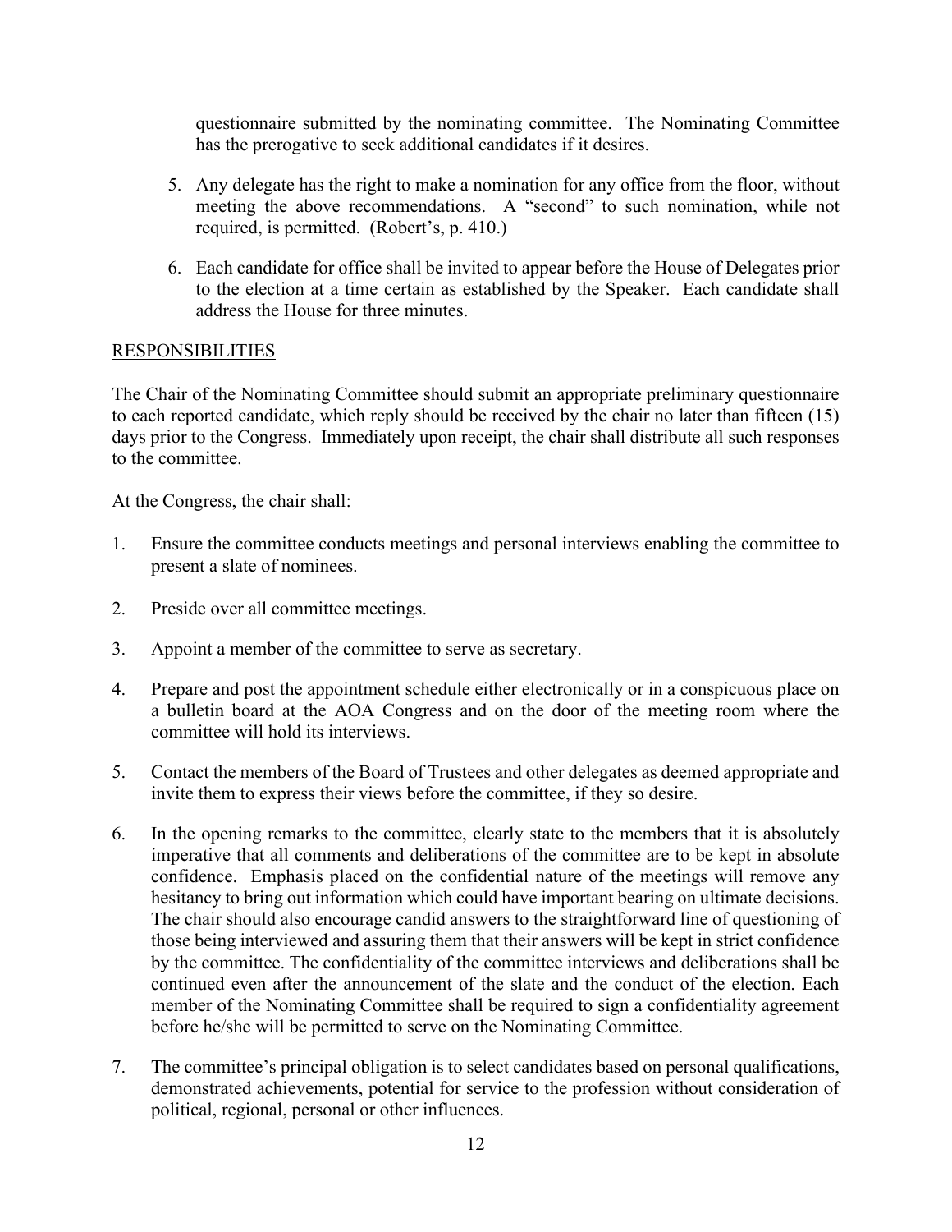questionnaire submitted by the nominating committee. The Nominating Committee has the prerogative to seek additional candidates if it desires.

5. Any delegate has the right to make a nomination for any office from the floor, without meeting the above recommendations. A "second" to such nomination, while not required, is permitted. (Robert's, p. 410.)

6. Each candidate for office shall be invited to appear before the House of Delegates prior to the election at a time certain as established by the Speaker. Each candidate shall address the House for three minutes.

<u>RESPONSIBILITIES</u>

The Chair of the Nominating Committee should submit an appropriate preliminary questionnaire to each reported candidate, which reply should be received by the chair no later than fifteen (15) days prior to the Congress. Immediately upon receipt, the chair shall distribute all such responses to the committee.

At the Congress, the chair shall:

1. Ensure the committee conducts meetings and personal interviews enabling the committee to present a slate of nominees.

2. Preside over all committee meetings.

3. Appoint a member of the committee to serve as secretary.

4. Prepare and post the appointment schedule either electronically or in a conspicuous place on a bulletin board at the AOA Congress and on the door of the meeting room where the committee will hold its interviews.

5. Contact the members of the Board of Trustees and other delegates as deemed appropriate and invite them to express their views before the committee, if they so desire.

6. In the opening remarks to the committee, clearly state to the members that it is absolutely imperative that all comments and deliberations of the committee are to be kept in absolute confidence. Emphasis placed on the confidential nature of the meetings will remove any hesitancy to bring out information which could have important bearing on ultimate decisions. The chair should also encourage candid answers to the straightforward line of questioning of those being interviewed and assuring them that their answers will be kept in strict confidence by the committee. The confidentiality of the committee interviews and deliberations shall be continued even after the announcement of the slate and the conduct of the election. Each member of the Nominating Committee shall be required to sign a confidentiality agreement before he/she will be permitted to serve on the Nominating Committee.

7. The committee's principal obligation is to select candidates based on personal qualifications, demonstrated achievements, potential for service to the profession without consideration of political, regional, personal or other influences.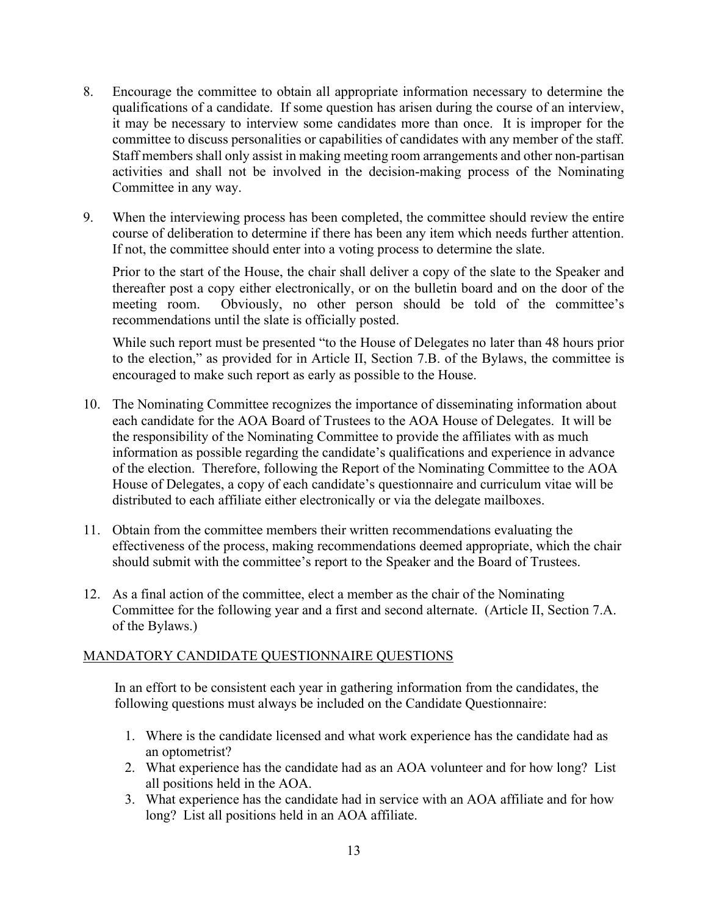8. Encourage the committee to obtain all appropriate information necessary to determine the qualifications of a candidate. If some question has arisen during the course of an interview, it may be necessary to interview some candidates more than once. It is improper for the committee to discuss personalities or capabilities of candidates with any member of the staff. Staff members shall only assist in making meeting room arrangements and other non-partisan activities and shall not be involved in the decision-making process of the Nominating Committee in any way.

9. When the interviewing process has been completed, the committee should review the entire course of deliberation to determine if there has been any item which needs further attention. If not, the committee should enter into a voting process to determine the slate.

   Prior to the start of the House, the chair shall deliver a copy of the slate to the Speaker and thereafter post a copy either electronically, or on the bulletin board and on the door of the meeting room. Obviously, no other person should be told of the committee's recommendations until the slate is officially posted.

   While such report must be presented "to the House of Delegates no later than 48 hours prior to the election," as provided for in Article II, Section 7.B. of the Bylaws, the committee is encouraged to make such report as early as possible to the House.

10. The Nominating Committee recognizes the importance of disseminating information about each candidate for the AOA Board of Trustees to the AOA House of Delegates. It will be the responsibility of the Nominating Committee to provide the affiliates with as much information as possible regarding the candidate's qualifications and experience in advance of the election. Therefore, following the Report of the Nominating Committee to the AOA House of Delegates, a copy of each candidate's questionnaire and curriculum vitae will be distributed to each affiliate either electronically or via the delegate mailboxes.

11. Obtain from the committee members their written recommendations evaluating the effectiveness of the process, making recommendations deemed appropriate, which the chair should submit with the committee's report to the Speaker and the Board of Trustees.

12. As a final action of the committee, elect a member as the chair of the Nominating Committee for the following year and a first and second alternate. (Article II, Section 7.A. of the Bylaws.)

<u>MANDATORY CANDIDATE QUESTIONNAIRE QUESTIONS</u>

In an effort to be consistent each year in gathering information from the candidates, the following questions must always be included on the Candidate Questionnaire:

1. Where is the candidate licensed and what work experience has the candidate had as an optometrist?
2. What experience has the candidate had as an AOA volunteer and for how long? List all positions held in the AOA.
3. What experience has the candidate had in service with an AOA affiliate and for how long? List all positions held in an AOA affiliate.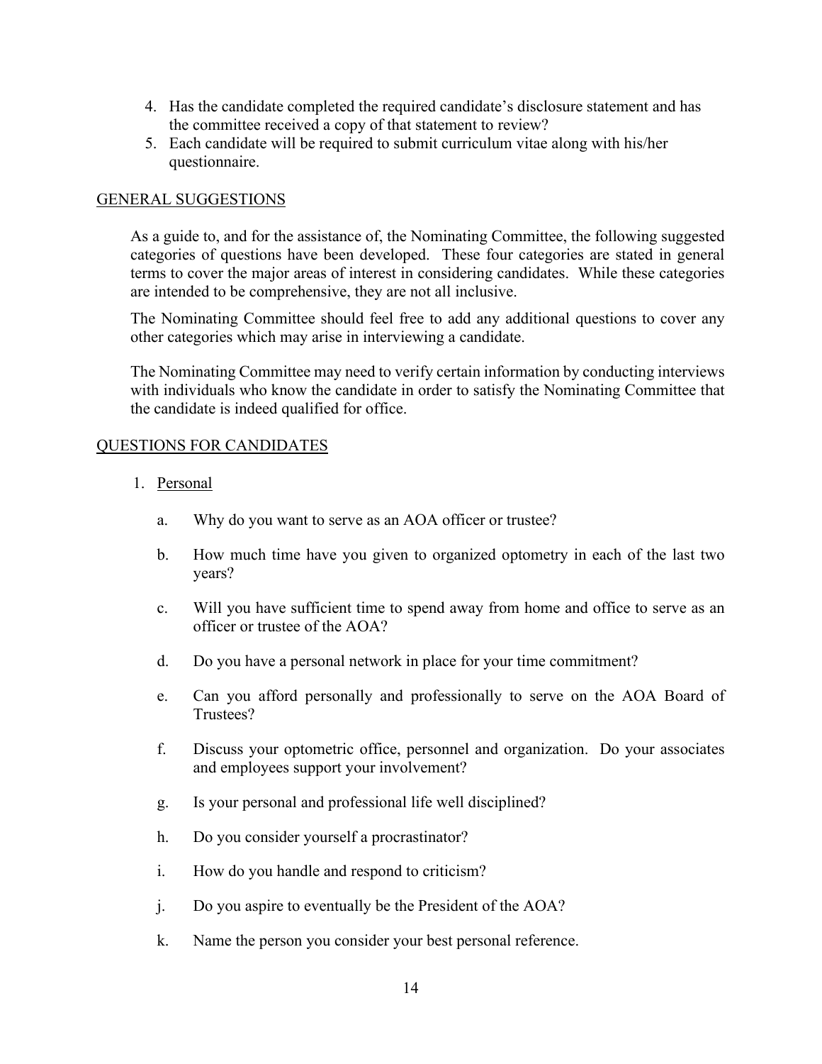4. Has the candidate completed the required candidate's disclosure statement and has the committee received a copy of that statement to review?
5. Each candidate will be required to submit curriculum vitae along with his/her questionnaire.

## GENERAL SUGGESTIONS

As a guide to, and for the assistance of, the Nominating Committee, the following suggested categories of questions have been developed. These four categories are stated in general terms to cover the major areas of interest in considering candidates. While these categories are intended to be comprehensive, they are not all inclusive.

The Nominating Committee should feel free to add any additional questions to cover any other categories which may arise in interviewing a candidate.

The Nominating Committee may need to verify certain information by conducting interviews with individuals who know the candidate in order to satisfy the Nominating Committee that the candidate is indeed qualified for office.

## QUESTIONS FOR CANDIDATES

1. Personal

   a. Why do you want to serve as an AOA officer or trustee?

   b. How much time have you given to organized optometry in each of the last two years?

   c. Will you have sufficient time to spend away from home and office to serve as an officer or trustee of the AOA?

   d. Do you have a personal network in place for your time commitment?

   e. Can you afford personally and professionally to serve on the AOA Board of Trustees?

   f. Discuss your optometric office, personnel and organization. Do your associates and employees support your involvement?

   g. Is your personal and professional life well disciplined?

   h. Do you consider yourself a procrastinator?

   i. How do you handle and respond to criticism?

   j. Do you aspire to eventually be the President of the AOA?

   k. Name the person you consider your best personal reference.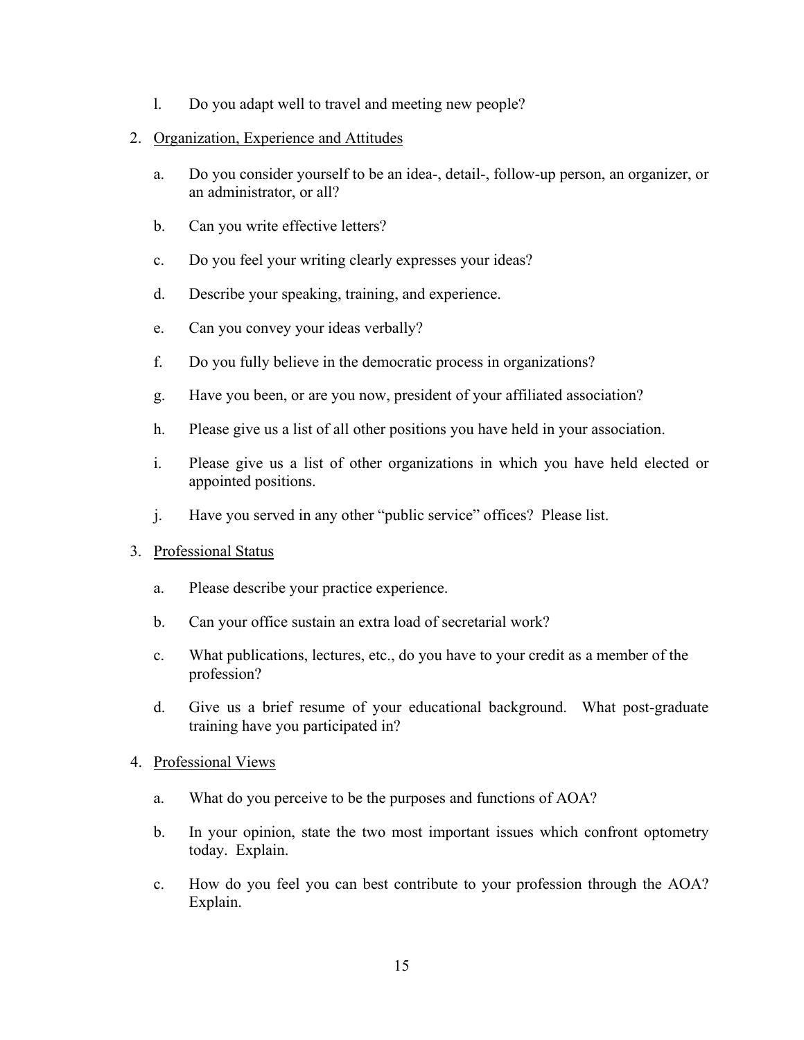l. Do you adapt well to travel and meeting new people?

2. Organization, Experience and Attitudes

   a. Do you consider yourself to be an idea-, detail-, follow-up person, an organizer, or an administrator, or all?

   b. Can you write effective letters?

   c. Do you feel your writing clearly expresses your ideas?

   d. Describe your speaking, training, and experience.

   e. Can you convey your ideas verbally?

   f. Do you fully believe in the democratic process in organizations?

   g. Have you been, or are you now, president of your affiliated association?

   h. Please give us a list of all other positions you have held in your association.

   i. Please give us a list of other organizations in which you have held elected or appointed positions.

   j. Have you served in any other "public service" offices? Please list.

3. Professional Status

   a. Please describe your practice experience.

   b. Can your office sustain an extra load of secretarial work?

   c. What publications, lectures, etc., do you have to your credit as a member of the profession?

   d. Give us a brief resume of your educational background. What post-graduate training have you participated in?

4. Professional Views

   a. What do you perceive to be the purposes and functions of AOA?

   b. In your opinion, state the two most important issues which confront optometry today. Explain.

   c. How do you feel you can best contribute to your profession through the AOA? Explain.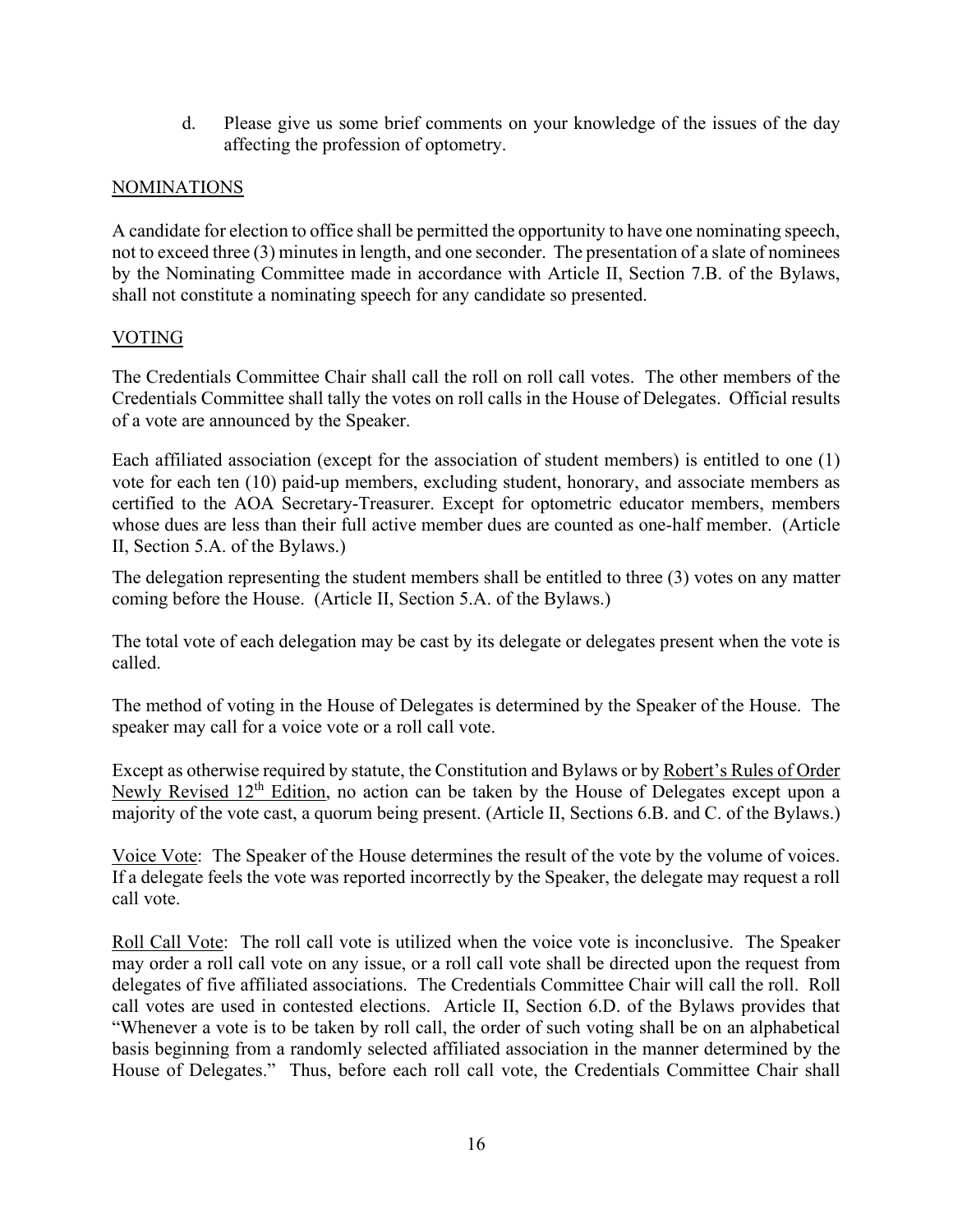d. Please give us some brief comments on your knowledge of the issues of the day affecting the profession of optometry.

<u>NOMINATIONS</u>

A candidate for election to office shall be permitted the opportunity to have one nominating speech, not to exceed three (3) minutes in length, and one seconder. The presentation of a slate of nominees by the Nominating Committee made in accordance with Article II, Section 7.B. of the Bylaws, shall not constitute a nominating speech for any candidate so presented.

<u>VOTING</u>

The Credentials Committee Chair shall call the roll on roll call votes. The other members of the Credentials Committee shall tally the votes on roll calls in the House of Delegates. Official results of a vote are announced by the Speaker.

Each affiliated association (except for the association of student members) is entitled to one (1) vote for each ten (10) paid-up members, excluding student, honorary, and associate members as certified to the AOA Secretary-Treasurer. Except for optometric educator members, members whose dues are less than their full active member dues are counted as one-half member. (Article II, Section 5.A. of the Bylaws.)

The delegation representing the student members shall be entitled to three (3) votes on any matter coming before the House. (Article II, Section 5.A. of the Bylaws.)

The total vote of each delegation may be cast by its delegate or delegates present when the vote is called.

The method of voting in the House of Delegates is determined by the Speaker of the House. The speaker may call for a voice vote or a roll call vote.

Except as otherwise required by statute, the Constitution and Bylaws or by <u>Robert's Rules of Order Newly Revised 12th Edition</u>, no action can be taken by the House of Delegates except upon a majority of the vote cast, a quorum being present. (Article II, Sections 6.B. and C. of the Bylaws.)

<u>Voice Vote</u>: The Speaker of the House determines the result of the vote by the volume of voices. If a delegate feels the vote was reported incorrectly by the Speaker, the delegate may request a roll call vote.

<u>Roll Call Vote</u>: The roll call vote is utilized when the voice vote is inconclusive. The Speaker may order a roll call vote on any issue, or a roll call vote shall be directed upon the request from delegates of five affiliated associations. The Credentials Committee Chair will call the roll. Roll call votes are used in contested elections. Article II, Section 6.D. of the Bylaws provides that "Whenever a vote is to be taken by roll call, the order of such voting shall be on an alphabetical basis beginning from a randomly selected affiliated association in the manner determined by the House of Delegates." Thus, before each roll call vote, the Credentials Committee Chair shall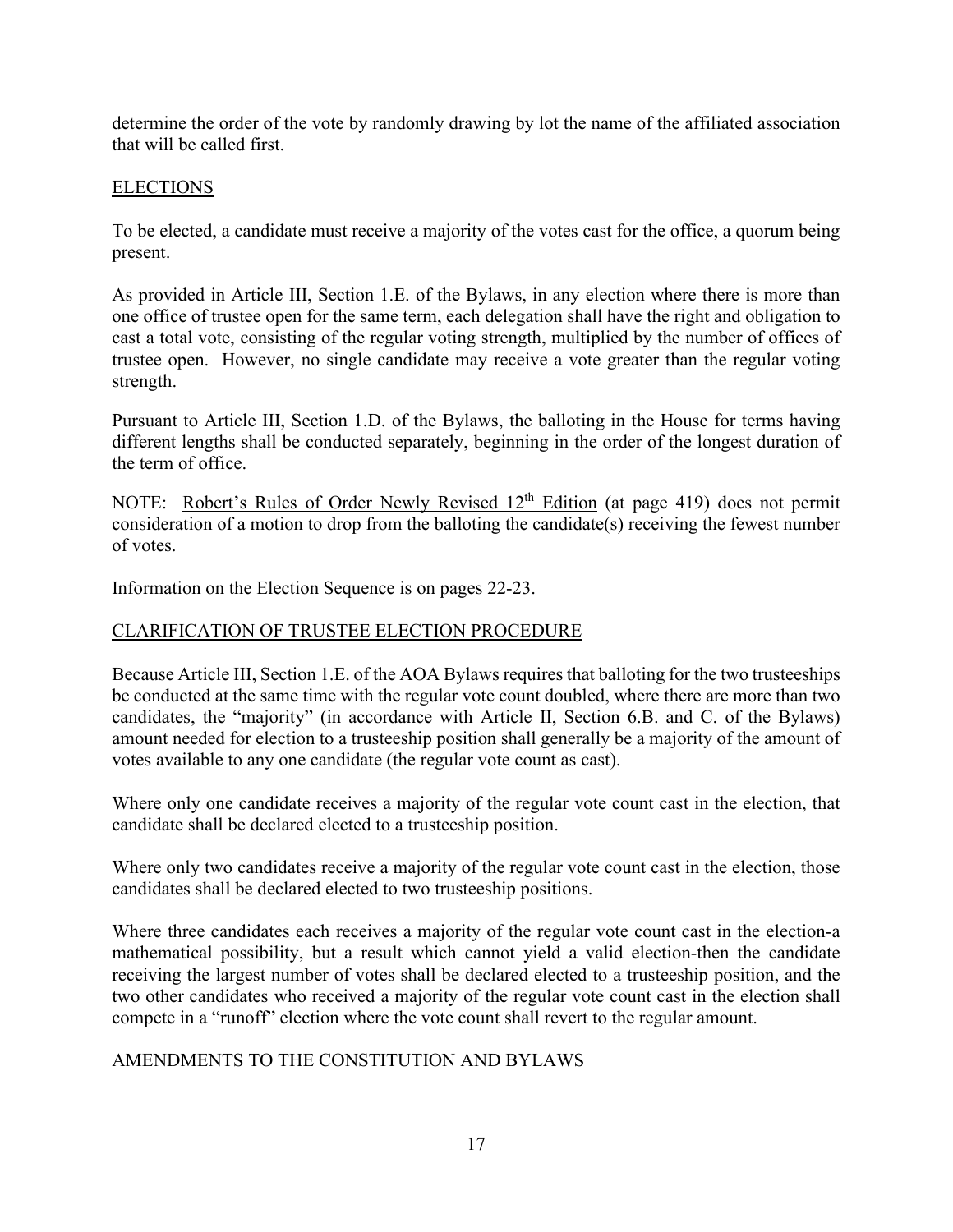determine the order of the vote by randomly drawing by lot the name of the affiliated association that will be called first.

## ELECTIONS

To be elected, a candidate must receive a majority of the votes cast for the office, a quorum being present.

As provided in Article III, Section 1.E. of the Bylaws, in any election where there is more than one office of trustee open for the same term, each delegation shall have the right and obligation to cast a total vote, consisting of the regular voting strength, multiplied by the number of offices of trustee open. However, no single candidate may receive a vote greater than the regular voting strength.

Pursuant to Article III, Section 1.D. of the Bylaws, the balloting in the House for terms having different lengths shall be conducted separately, beginning in the order of the longest duration of the term of office.

NOTE: Robert's Rules of Order Newly Revised 12th Edition (at page 419) does not permit consideration of a motion to drop from the balloting the candidate(s) receiving the fewest number of votes.

Information on the Election Sequence is on pages 22-23.

## CLARIFICATION OF TRUSTEE ELECTION PROCEDURE

Because Article III, Section 1.E. of the AOA Bylaws requires that balloting for the two trusteeships be conducted at the same time with the regular vote count doubled, where there are more than two candidates, the "majority" (in accordance with Article II, Section 6.B. and C. of the Bylaws) amount needed for election to a trusteeship position shall generally be a majority of the amount of votes available to any one candidate (the regular vote count as cast).

Where only one candidate receives a majority of the regular vote count cast in the election, that candidate shall be declared elected to a trusteeship position.

Where only two candidates receive a majority of the regular vote count cast in the election, those candidates shall be declared elected to two trusteeship positions.

Where three candidates each receives a majority of the regular vote count cast in the election-a mathematical possibility, but a result which cannot yield a valid election-then the candidate receiving the largest number of votes shall be declared elected to a trusteeship position, and the two other candidates who received a majority of the regular vote count cast in the election shall compete in a "runoff" election where the vote count shall revert to the regular amount.

## AMENDMENTS TO THE CONSTITUTION AND BYLAWS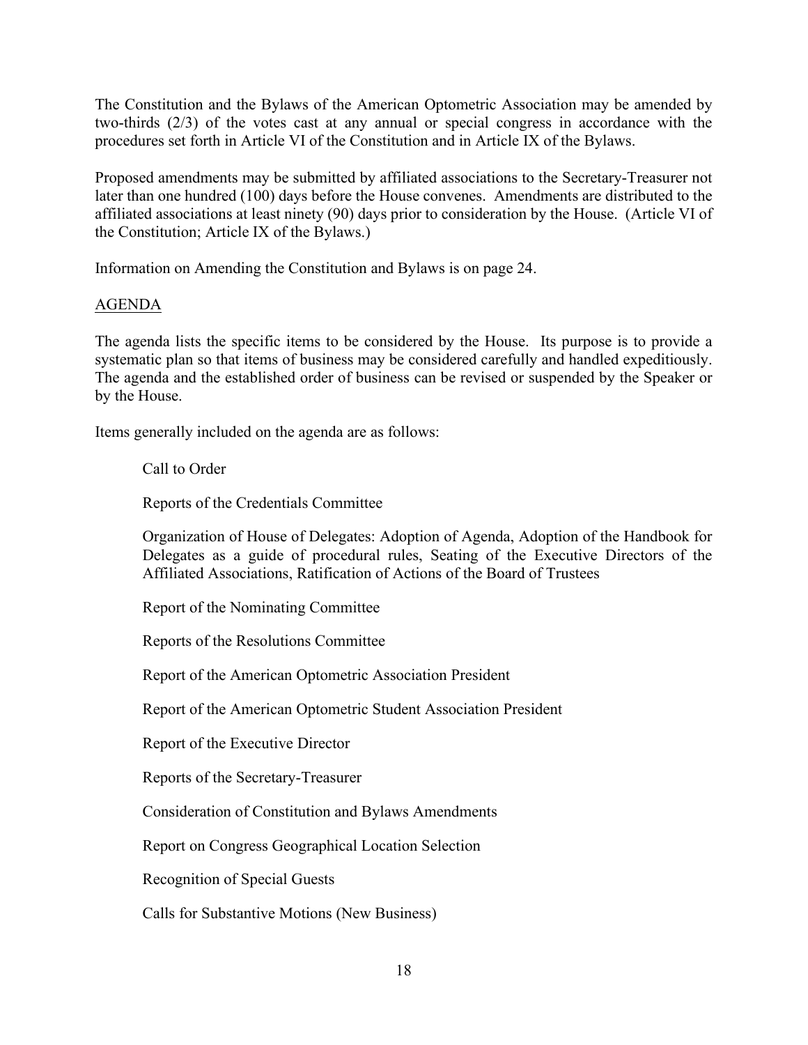The Constitution and the Bylaws of the American Optometric Association may be amended by two-thirds (2/3) of the votes cast at any annual or special congress in accordance with the procedures set forth in Article VI of the Constitution and in Article IX of the Bylaws.

Proposed amendments may be submitted by affiliated associations to the Secretary-Treasurer not later than one hundred (100) days before the House convenes. Amendments are distributed to the affiliated associations at least ninety (90) days prior to consideration by the House. (Article VI of the Constitution; Article IX of the Bylaws.)

Information on Amending the Constitution and Bylaws is on page 24.

## AGENDA

The agenda lists the specific items to be considered by the House. Its purpose is to provide a systematic plan so that items of business may be considered carefully and handled expeditiously. The agenda and the established order of business can be revised or suspended by the Speaker or by the House.

Items generally included on the agenda are as follows:

Call to Order

Reports of the Credentials Committee

Organization of House of Delegates: Adoption of Agenda, Adoption of the Handbook for Delegates as a guide of procedural rules, Seating of the Executive Directors of the Affiliated Associations, Ratification of Actions of the Board of Trustees

Report of the Nominating Committee

Reports of the Resolutions Committee

Report of the American Optometric Association President

Report of the American Optometric Student Association President

Report of the Executive Director

Reports of the Secretary-Treasurer

Consideration of Constitution and Bylaws Amendments

Report on Congress Geographical Location Selection

Recognition of Special Guests

Calls for Substantive Motions (New Business)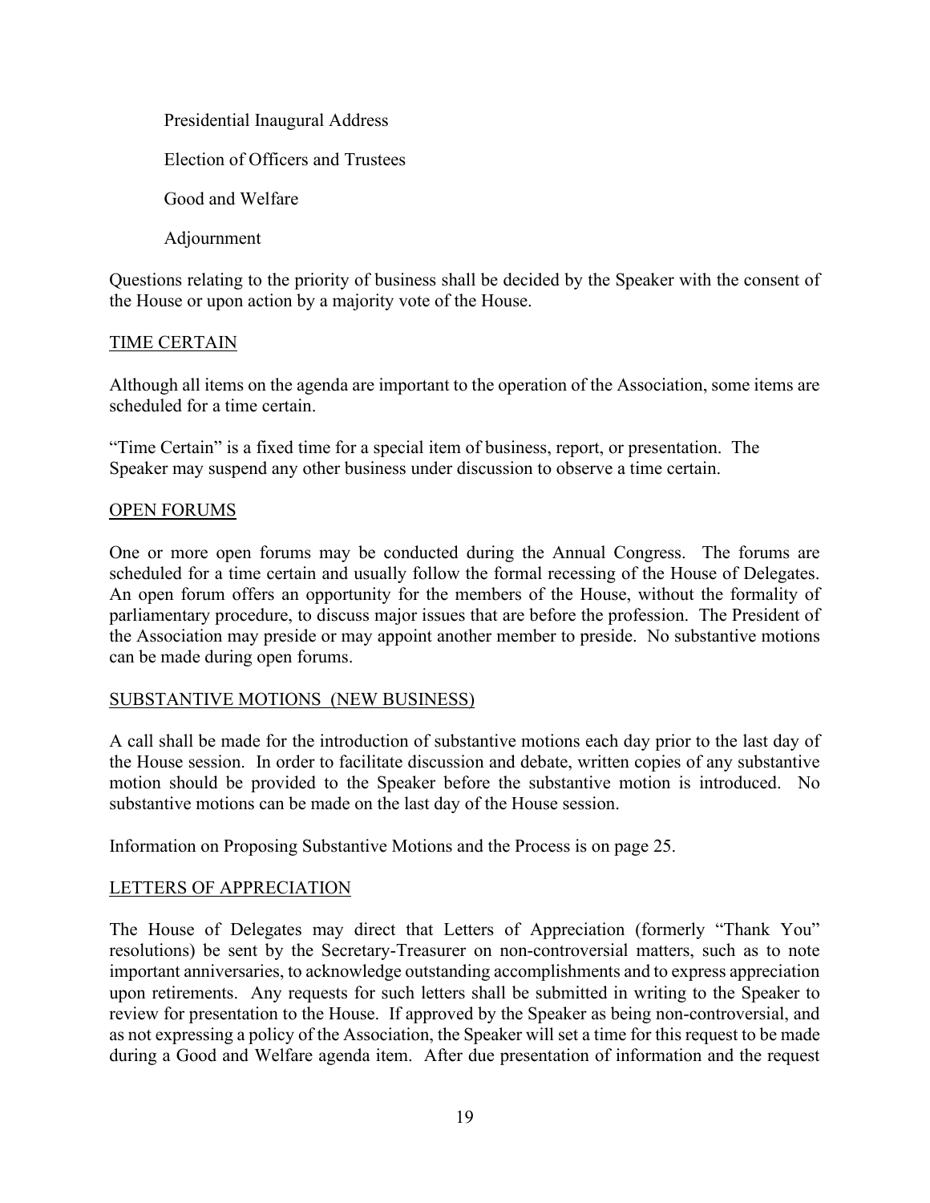Presidential Inaugural Address

Election of Officers and Trustees

Good and Welfare

Adjournment

Questions relating to the priority of business shall be decided by the Speaker with the consent of the House or upon action by a majority vote of the House.

## TIME CERTAIN

Although all items on the agenda are important to the operation of the Association, some items are scheduled for a time certain.

"Time Certain" is a fixed time for a special item of business, report, or presentation. The Speaker may suspend any other business under discussion to observe a time certain.

## OPEN FORUMS

One or more open forums may be conducted during the Annual Congress. The forums are scheduled for a time certain and usually follow the formal recessing of the House of Delegates. An open forum offers an opportunity for the members of the House, without the formality of parliamentary procedure, to discuss major issues that are before the profession. The President of the Association may preside or may appoint another member to preside. No substantive motions can be made during open forums.

## SUBSTANTIVE MOTIONS (NEW BUSINESS)

A call shall be made for the introduction of substantive motions each day prior to the last day of the House session. In order to facilitate discussion and debate, written copies of any substantive motion should be provided to the Speaker before the substantive motion is introduced. No substantive motions can be made on the last day of the House session.

Information on Proposing Substantive Motions and the Process is on page 25.

## LETTERS OF APPRECIATION

The House of Delegates may direct that Letters of Appreciation (formerly "Thank You" resolutions) be sent by the Secretary-Treasurer on non-controversial matters, such as to note important anniversaries, to acknowledge outstanding accomplishments and to express appreciation upon retirements. Any requests for such letters shall be submitted in writing to the Speaker to review for presentation to the House. If approved by the Speaker as being non-controversial, and as not expressing a policy of the Association, the Speaker will set a time for this request to be made during a Good and Welfare agenda item. After due presentation of information and the request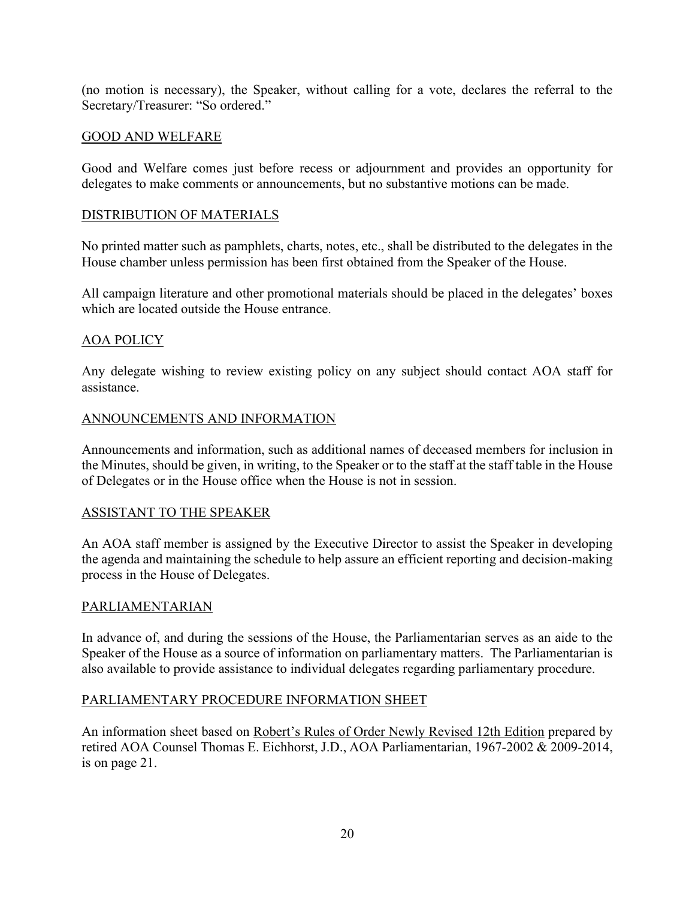(no motion is necessary), the Speaker, without calling for a vote, declares the referral to the Secretary/Treasurer: "So ordered."

## GOOD AND WELFARE

Good and Welfare comes just before recess or adjournment and provides an opportunity for delegates to make comments or announcements, but no substantive motions can be made.

## DISTRIBUTION OF MATERIALS

No printed matter such as pamphlets, charts, notes, etc., shall be distributed to the delegates in the House chamber unless permission has been first obtained from the Speaker of the House.

All campaign literature and other promotional materials should be placed in the delegates' boxes which are located outside the House entrance.

## AOA POLICY

Any delegate wishing to review existing policy on any subject should contact AOA staff for assistance.

## ANNOUNCEMENTS AND INFORMATION

Announcements and information, such as additional names of deceased members for inclusion in the Minutes, should be given, in writing, to the Speaker or to the staff at the staff table in the House of Delegates or in the House office when the House is not in session.

## ASSISTANT TO THE SPEAKER

An AOA staff member is assigned by the Executive Director to assist the Speaker in developing the agenda and maintaining the schedule to help assure an efficient reporting and decision-making process in the House of Delegates.

## PARLIAMENTARIAN

In advance of, and during the sessions of the House, the Parliamentarian serves as an aide to the Speaker of the House as a source of information on parliamentary matters. The Parliamentarian is also available to provide assistance to individual delegates regarding parliamentary procedure.

## PARLIAMENTARY PROCEDURE INFORMATION SHEET

An information sheet based on Robert's Rules of Order Newly Revised 12th Edition prepared by retired AOA Counsel Thomas E. Eichhorst, J.D., AOA Parliamentarian, 1967-2002 & 2009-2014, is on page 21.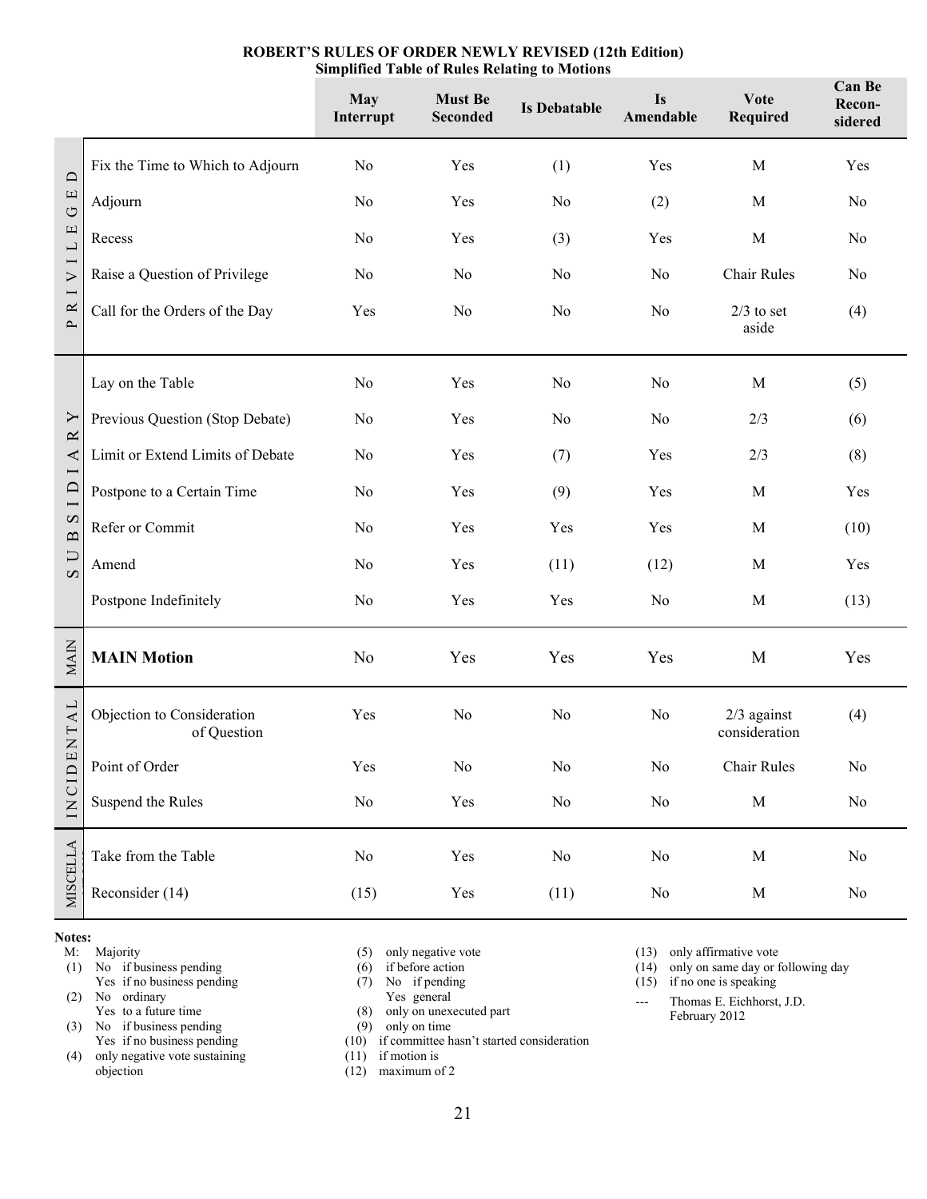**ROBERT'S RULES OF ORDER NEWLY REVISED (12th Edition)**
**Simplified Table of Rules Relating to Motions**

| | | May Interrupt | Must Be Seconded | Is Debatable | Is Amendable | Vote Required | Can Be Recon-sidered |
|---|---|---|---|---|---|---|---|
| PRIVILEGED | Fix the Time to Which to Adjourn | No | Yes | (1) | Yes | M | Yes |
| | Adjourn | No | Yes | No | (2) | M | No |
| | Recess | No | Yes | (3) | Yes | M | No |
| | Raise a Question of Privilege | No | No | No | No | Chair Rules | No |
| | Call for the Orders of the Day | Yes | No | No | No | 2/3 to set aside | (4) |
| SUBSIDIARY | Lay on the Table | No | Yes | No | No | M | (5) |
| | Previous Question (Stop Debate) | No | Yes | No | No | 2/3 | (6) |
| | Limit or Extend Limits of Debate | No | Yes | (7) | Yes | 2/3 | (8) |
| | Postpone to a Certain Time | No | Yes | (9) | Yes | M | Yes |
| | Refer or Commit | No | Yes | Yes | Yes | M | (10) |
| | Amend | No | Yes | (11) | (12) | M | Yes |
| | Postpone Indefinitely | No | Yes | Yes | No | M | (13) |
| MAIN | **MAIN Motion** | No | Yes | Yes | Yes | M | Yes |
| INCIDENTAL | Objection to Consideration of Question | Yes | No | No | No | 2/3 against consideration | (4) |
| | Point of Order | Yes | No | No | No | Chair Rules | No |
| | Suspend the Rules | No | Yes | No | No | M | No |
| MISCELLANEOUS | Take from the Table | No | Yes | No | No | M | No |
| | Reconsider (14) | (15) | Yes | (11) | No | M | No |

**Notes:**

- M: Majority
- (1) No if business pending; Yes if no business pending
- (2) No ordinary; Yes to a future time
- (3) No if business pending; Yes if no business pending
- (4) only negative vote sustaining objection
- (5) only negative vote
- (6) if before action
- (7) No if pending; Yes general
- (8) only on unexecuted part
- (9) only on time
- (10) if committee hasn't started consideration
- (11) if motion is
- (12) maximum of 2
- (13) only affirmative vote
- (14) only on same day or following day
- (15) if no one is speaking
- --- Thomas E. Eichhorst, J.D. February 2012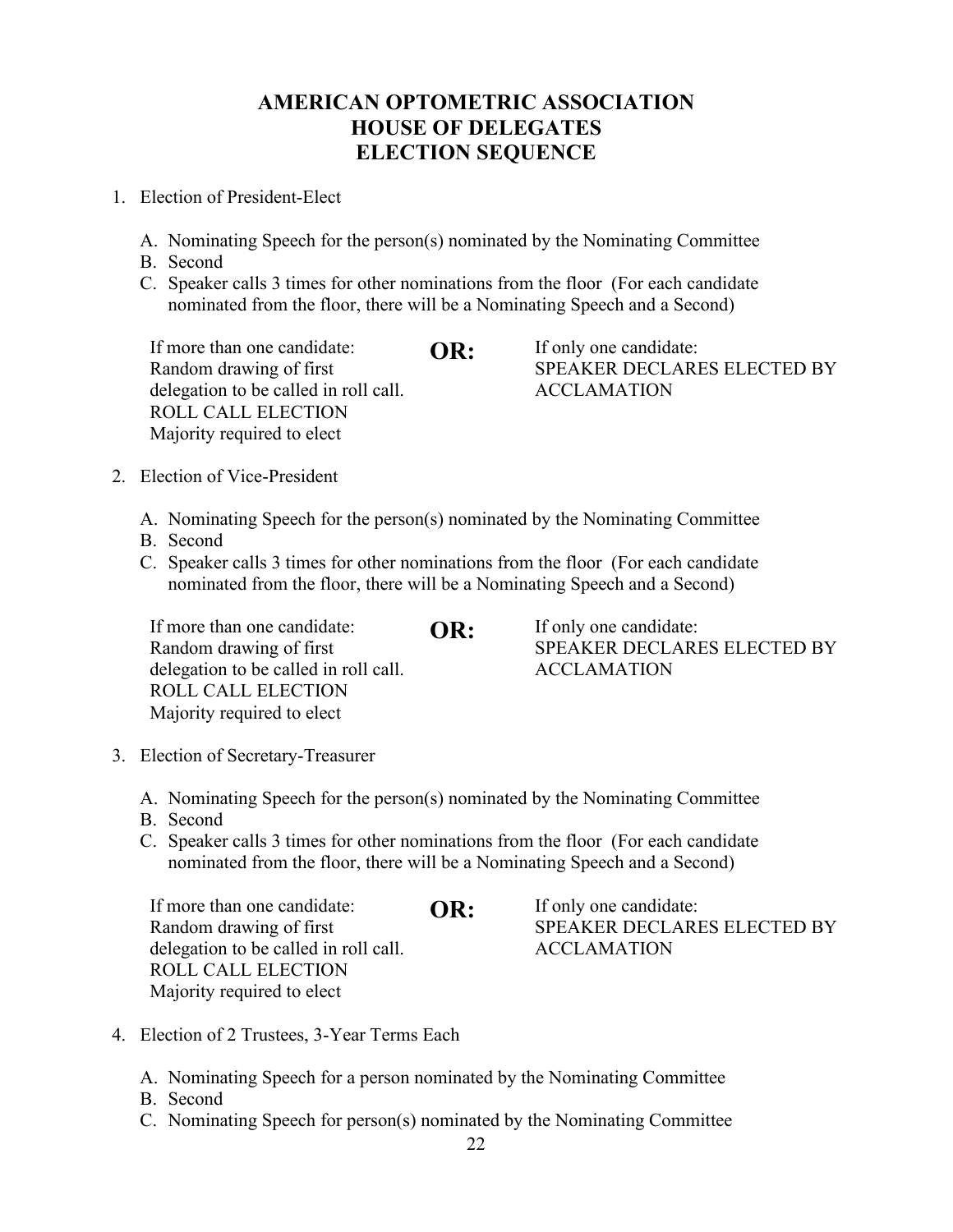# AMERICAN OPTOMETRIC ASSOCIATION
# HOUSE OF DELEGATES
# ELECTION SEQUENCE

1. Election of President-Elect

   A. Nominating Speech for the person(s) nominated by the Nominating Committee
   B. Second
   C. Speaker calls 3 times for other nominations from the floor (For each candidate nominated from the floor, there will be a Nominating Speech and a Second)

   If more than one candidate:
   Random drawing of first delegation to be called in roll call.
   ROLL CALL ELECTION
   Majority required to elect

   **OR:**

   If only one candidate:
   SPEAKER DECLARES ELECTED BY ACCLAMATION

2. Election of Vice-President

   A. Nominating Speech for the person(s) nominated by the Nominating Committee
   B. Second
   C. Speaker calls 3 times for other nominations from the floor (For each candidate nominated from the floor, there will be a Nominating Speech and a Second)

   If more than one candidate:
   Random drawing of first delegation to be called in roll call.
   ROLL CALL ELECTION
   Majority required to elect

   **OR:**

   If only one candidate:
   SPEAKER DECLARES ELECTED BY ACCLAMATION

3. Election of Secretary-Treasurer

   A. Nominating Speech for the person(s) nominated by the Nominating Committee
   B. Second
   C. Speaker calls 3 times for other nominations from the floor (For each candidate nominated from the floor, there will be a Nominating Speech and a Second)

   If more than one candidate:
   Random drawing of first delegation to be called in roll call.
   ROLL CALL ELECTION
   Majority required to elect

   **OR:**

   If only one candidate:
   SPEAKER DECLARES ELECTED BY ACCLAMATION

4. Election of 2 Trustees, 3-Year Terms Each

   A. Nominating Speech for a person nominated by the Nominating Committee
   B. Second
   C. Nominating Speech for person(s) nominated by the Nominating Committee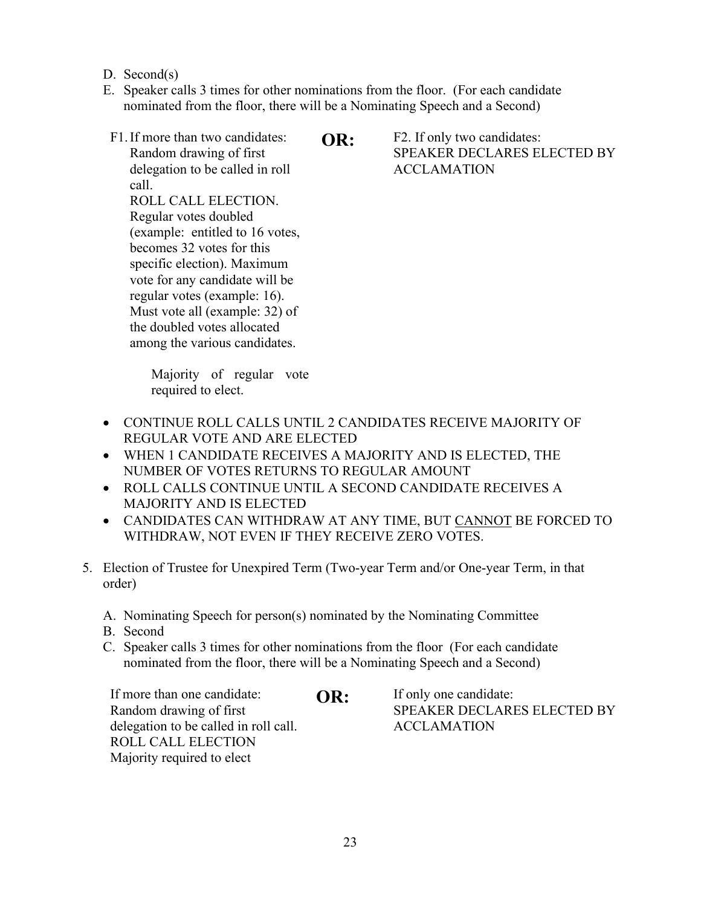D. Second(s)

E. Speaker calls 3 times for other nominations from the floor. (For each candidate nominated from the floor, there will be a Nominating Speech and a Second)

F1. If more than two candidates: Random drawing of first delegation to be called in roll call. ROLL CALL ELECTION. Regular votes doubled (example: entitled to 16 votes, becomes 32 votes for this specific election). Maximum vote for any candidate will be regular votes (example: 16). Must vote all (example: 32) of the doubled votes allocated among the various candidates.

Majority of regular vote required to elect.

**OR:**

F2. If only two candidates: SPEAKER DECLARES ELECTED BY ACCLAMATION

- CONTINUE ROLL CALLS UNTIL 2 CANDIDATES RECEIVE MAJORITY OF REGULAR VOTE AND ARE ELECTED
- WHEN 1 CANDIDATE RECEIVES A MAJORITY AND IS ELECTED, THE NUMBER OF VOTES RETURNS TO REGULAR AMOUNT
- ROLL CALLS CONTINUE UNTIL A SECOND CANDIDATE RECEIVES A MAJORITY AND IS ELECTED
- CANDIDATES CAN WITHDRAW AT ANY TIME, BUT <u>CANNOT</u> BE FORCED TO WITHDRAW, NOT EVEN IF THEY RECEIVE ZERO VOTES.

5. Election of Trustee for Unexpired Term (Two-year Term and/or One-year Term, in that order)

   A. Nominating Speech for person(s) nominated by the Nominating Committee
   B. Second
   C. Speaker calls 3 times for other nominations from the floor (For each candidate nominated from the floor, there will be a Nominating Speech and a Second)

   If more than one candidate: Random drawing of first delegation to be called in roll call. ROLL CALL ELECTION Majority required to elect

   **OR:**

   If only one candidate: SPEAKER DECLARES ELECTED BY ACCLAMATION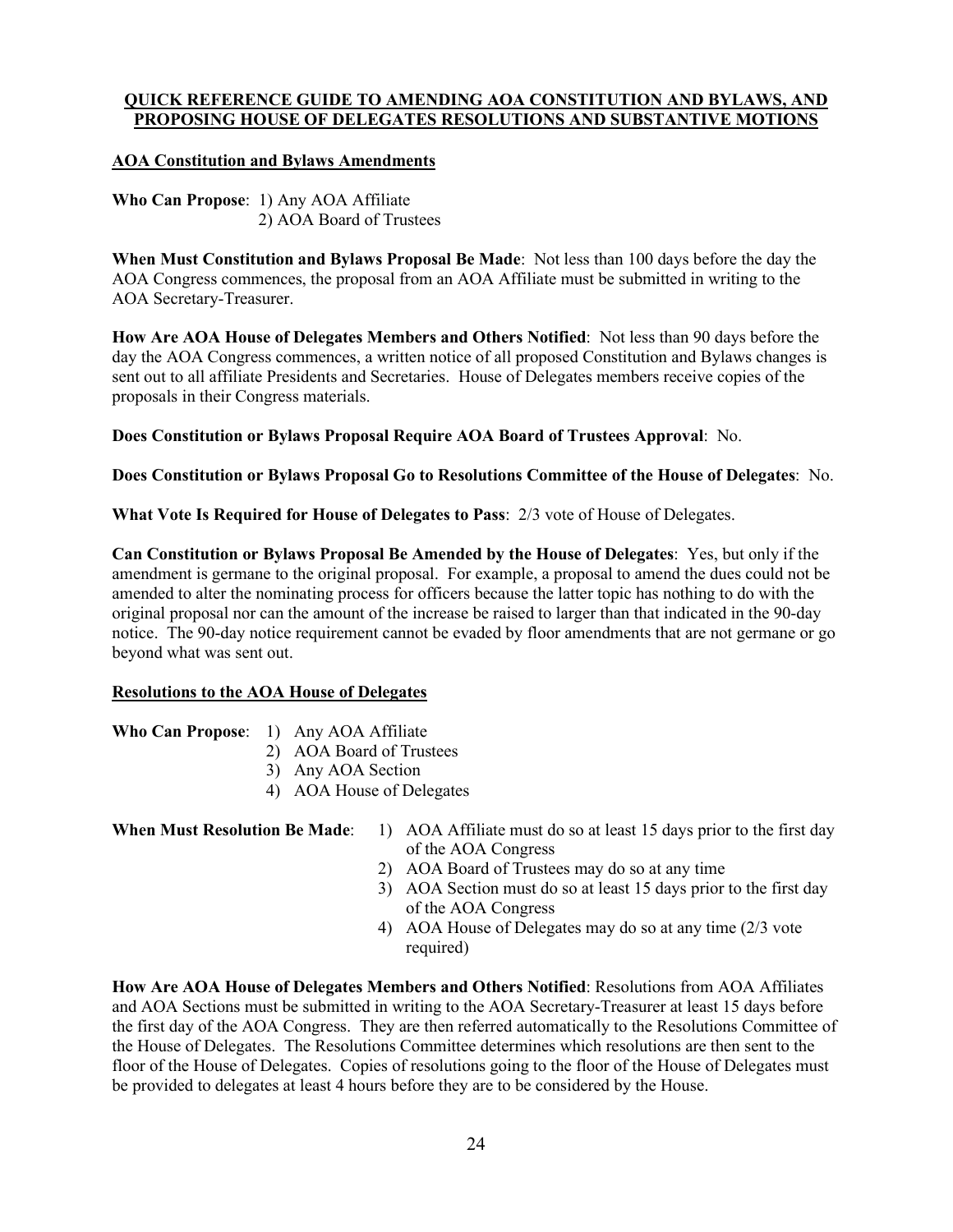**QUICK REFERENCE GUIDE TO AMENDING AOA CONSTITUTION AND BYLAWS, AND PROPOSING HOUSE OF DELEGATES RESOLUTIONS AND SUBSTANTIVE MOTIONS**

**AOA Constitution and Bylaws Amendments**

**Who Can Propose**: 1) Any AOA Affiliate
2) AOA Board of Trustees

**When Must Constitution and Bylaws Proposal Be Made**: Not less than 100 days before the day the AOA Congress commences, the proposal from an AOA Affiliate must be submitted in writing to the AOA Secretary-Treasurer.

**How Are AOA House of Delegates Members and Others Notified**: Not less than 90 days before the day the AOA Congress commences, a written notice of all proposed Constitution and Bylaws changes is sent out to all affiliate Presidents and Secretaries. House of Delegates members receive copies of the proposals in their Congress materials.

**Does Constitution or Bylaws Proposal Require AOA Board of Trustees Approval**: No.

**Does Constitution or Bylaws Proposal Go to Resolutions Committee of the House of Delegates**: No.

**What Vote Is Required for House of Delegates to Pass**: 2/3 vote of House of Delegates.

**Can Constitution or Bylaws Proposal Be Amended by the House of Delegates**: Yes, but only if the amendment is germane to the original proposal. For example, a proposal to amend the dues could not be amended to alter the nominating process for officers because the latter topic has nothing to do with the original proposal nor can the amount of the increase be raised to larger than that indicated in the 90-day notice. The 90-day notice requirement cannot be evaded by floor amendments that are not germane or go beyond what was sent out.

**Resolutions to the AOA House of Delegates**

**Who Can Propose**:
1) Any AOA Affiliate
2) AOA Board of Trustees
3) Any AOA Section
4) AOA House of Delegates

**When Must Resolution Be Made**:
1) AOA Affiliate must do so at least 15 days prior to the first day of the AOA Congress
2) AOA Board of Trustees may do so at any time
3) AOA Section must do so at least 15 days prior to the first day of the AOA Congress
4) AOA House of Delegates may do so at any time (2/3 vote required)

**How Are AOA House of Delegates Members and Others Notified**: Resolutions from AOA Affiliates and AOA Sections must be submitted in writing to the AOA Secretary-Treasurer at least 15 days before the first day of the AOA Congress. They are then referred automatically to the Resolutions Committee of the House of Delegates. The Resolutions Committee determines which resolutions are then sent to the floor of the House of Delegates. Copies of resolutions going to the floor of the House of Delegates must be provided to delegates at least 4 hours before they are to be considered by the House.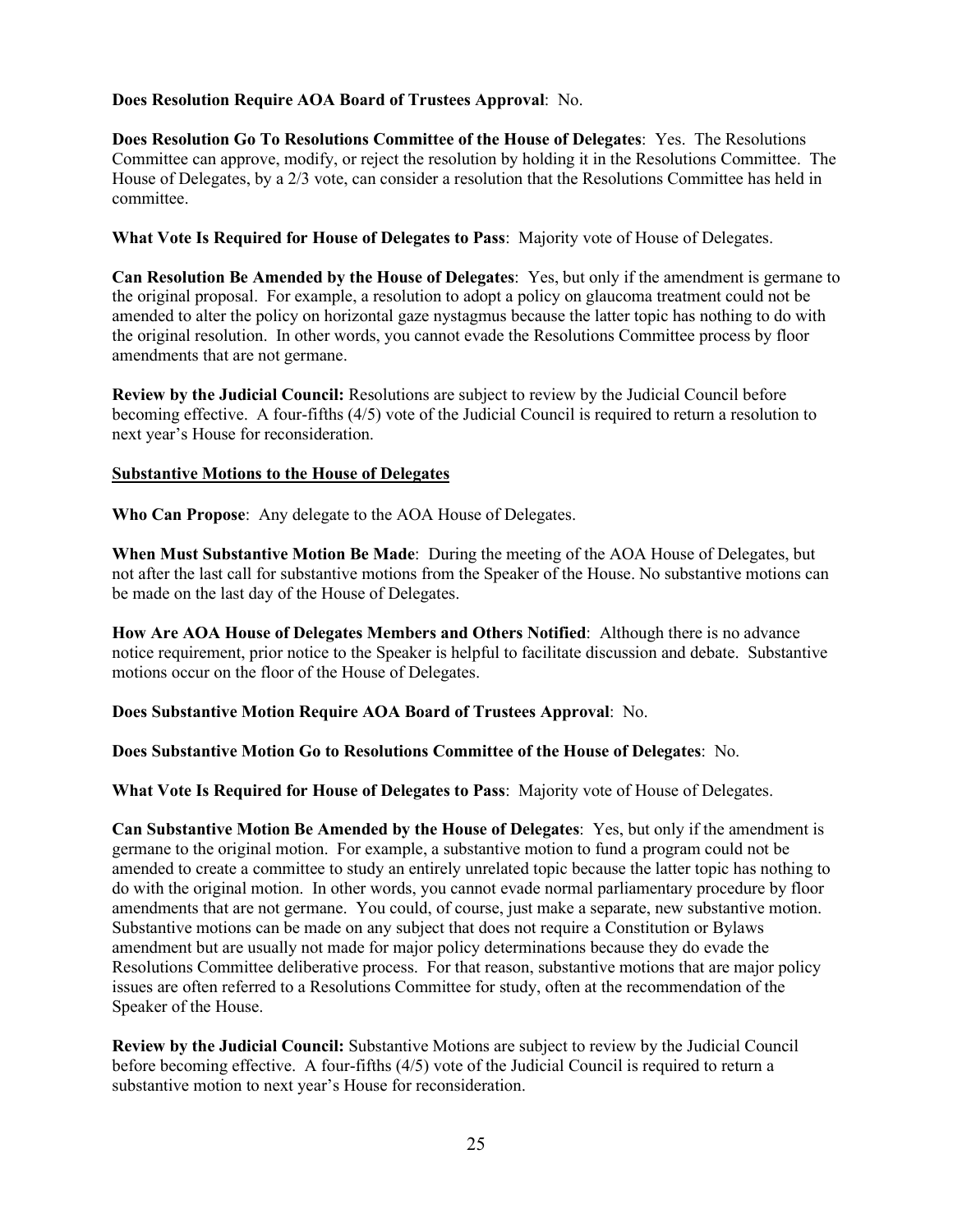**Does Resolution Require AOA Board of Trustees Approval**: No.

**Does Resolution Go To Resolutions Committee of the House of Delegates**: Yes. The Resolutions Committee can approve, modify, or reject the resolution by holding it in the Resolutions Committee. The House of Delegates, by a 2/3 vote, can consider a resolution that the Resolutions Committee has held in committee.

**What Vote Is Required for House of Delegates to Pass**: Majority vote of House of Delegates.

**Can Resolution Be Amended by the House of Delegates**: Yes, but only if the amendment is germane to the original proposal. For example, a resolution to adopt a policy on glaucoma treatment could not be amended to alter the policy on horizontal gaze nystagmus because the latter topic has nothing to do with the original resolution. In other words, you cannot evade the Resolutions Committee process by floor amendments that are not germane.

**Review by the Judicial Council:** Resolutions are subject to review by the Judicial Council before becoming effective. A four-fifths (4/5) vote of the Judicial Council is required to return a resolution to next year's House for reconsideration.

## Substantive Motions to the House of Delegates

**Who Can Propose**: Any delegate to the AOA House of Delegates.

**When Must Substantive Motion Be Made**: During the meeting of the AOA House of Delegates, but not after the last call for substantive motions from the Speaker of the House. No substantive motions can be made on the last day of the House of Delegates.

**How Are AOA House of Delegates Members and Others Notified**: Although there is no advance notice requirement, prior notice to the Speaker is helpful to facilitate discussion and debate. Substantive motions occur on the floor of the House of Delegates.

**Does Substantive Motion Require AOA Board of Trustees Approval**: No.

**Does Substantive Motion Go to Resolutions Committee of the House of Delegates**: No.

**What Vote Is Required for House of Delegates to Pass**: Majority vote of House of Delegates.

**Can Substantive Motion Be Amended by the House of Delegates**: Yes, but only if the amendment is germane to the original motion. For example, a substantive motion to fund a program could not be amended to create a committee to study an entirely unrelated topic because the latter topic has nothing to do with the original motion. In other words, you cannot evade normal parliamentary procedure by floor amendments that are not germane. You could, of course, just make a separate, new substantive motion. Substantive motions can be made on any subject that does not require a Constitution or Bylaws amendment but are usually not made for major policy determinations because they do evade the Resolutions Committee deliberative process. For that reason, substantive motions that are major policy issues are often referred to a Resolutions Committee for study, often at the recommendation of the Speaker of the House.

**Review by the Judicial Council:** Substantive Motions are subject to review by the Judicial Council before becoming effective. A four-fifths (4/5) vote of the Judicial Council is required to return a substantive motion to next year's House for reconsideration.